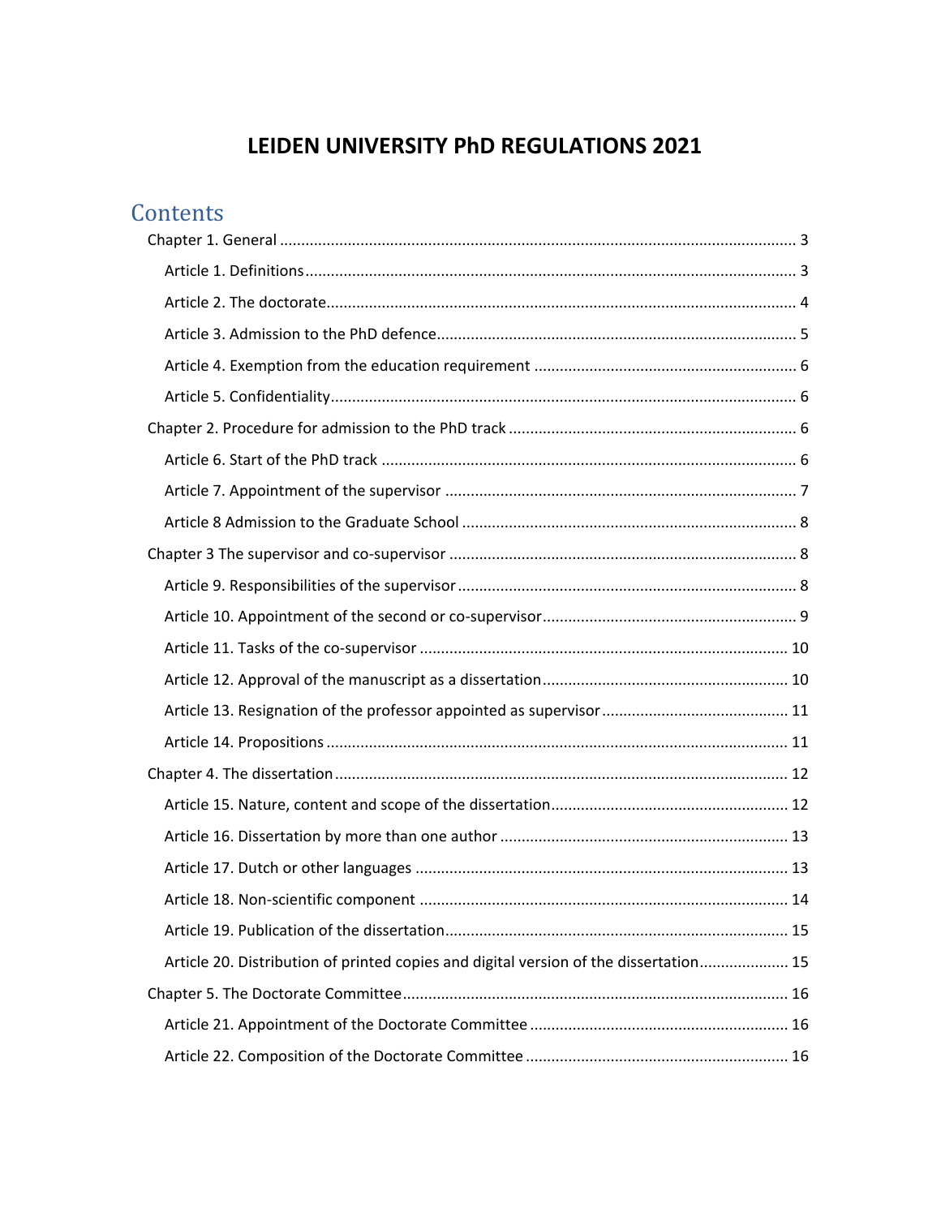# LEIDEN UNIVERSITY PhD REGULATIONS 2021

## Contents

- Chapter 1. General ... 3
  - Article 1. Definitions ... 3
  - Article 2. The doctorate ... 4
  - Article 3. Admission to the PhD defence ... 5
  - Article 4. Exemption from the education requirement ... 6
  - Article 5. Confidentiality ... 6
- Chapter 2. Procedure for admission to the PhD track ... 6
  - Article 6. Start of the PhD track ... 6
  - Article 7. Appointment of the supervisor ... 7
  - Article 8 Admission to the Graduate School ... 8
- Chapter 3 The supervisor and co-supervisor ... 8
  - Article 9. Responsibilities of the supervisor ... 8
  - Article 10. Appointment of the second or co-supervisor ... 9
  - Article 11. Tasks of the co-supervisor ... 10
  - Article 12. Approval of the manuscript as a dissertation ... 10
  - Article 13. Resignation of the professor appointed as supervisor ... 11
  - Article 14. Propositions ... 11
- Chapter 4. The dissertation ... 12
  - Article 15. Nature, content and scope of the dissertation ... 12
  - Article 16. Dissertation by more than one author ... 13
  - Article 17. Dutch or other languages ... 13
  - Article 18. Non-scientific component ... 14
  - Article 19. Publication of the dissertation ... 15
  - Article 20. Distribution of printed copies and digital version of the dissertation ... 15
- Chapter 5. The Doctorate Committee ... 16
  - Article 21. Appointment of the Doctorate Committee ... 16
  - Article 22. Composition of the Doctorate Committee ... 16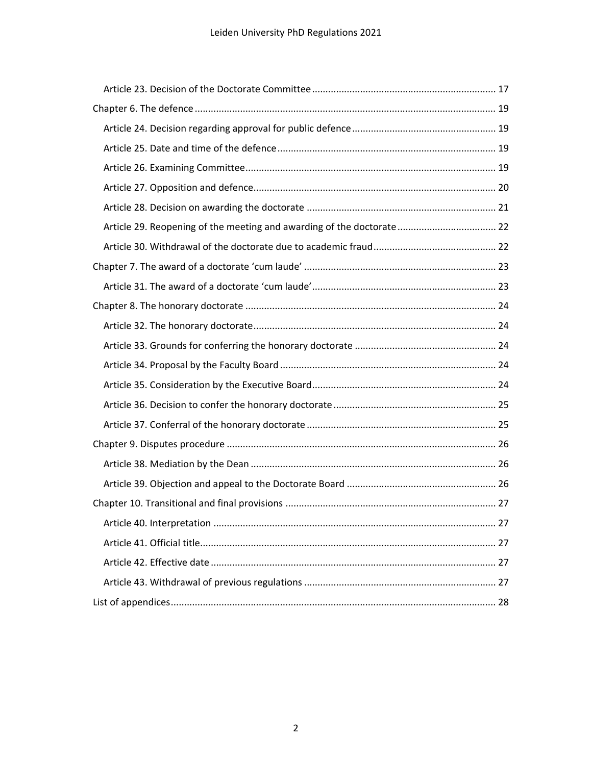Article 23. Decision of the Doctorate Committee ..................................................................... 17

Chapter 6. The defence ................................................................................................................ 19

Article 24. Decision regarding approval for public defence ...................................................... 19

Article 25. Date and time of the defence ................................................................................... 19

Article 26. Examining Committee ............................................................................................... 19

Article 27. Opposition and defence ............................................................................................ 20

Article 28. Decision on awarding the doctorate ........................................................................ 21

Article 29. Reopening of the meeting and awarding of the doctorate ...................................... 22

Article 30. Withdrawal of the doctorate due to academic fraud ............................................... 22

Chapter 7. The award of a doctorate 'cum laude' ........................................................................ 23

Article 31. The award of a doctorate 'cum laude' ...................................................................... 23

Chapter 8. The honorary doctorate ............................................................................................. 24

Article 32. The honorary doctorate ............................................................................................ 24

Article 33. Grounds for conferring the honorary doctorate ...................................................... 24

Article 34. Proposal by the Faculty Board .................................................................................. 24

Article 35. Consideration by the Executive Board ...................................................................... 24

Article 36. Decision to confer the honorary doctorate .............................................................. 25

Article 37. Conferral of the honorary doctorate ........................................................................ 25

Chapter 9. Disputes procedure .................................................................................................... 26

Article 38. Mediation by the Dean ............................................................................................. 26

Article 39. Objection and appeal to the Doctorate Board .......................................................... 26

Chapter 10. Transitional and final provisions .............................................................................. 27

Article 40. Interpretation ........................................................................................................... 27

Article 41. Official title ................................................................................................................ 27

Article 42. Effective date ............................................................................................................ 27

Article 43. Withdrawal of previous regulations ......................................................................... 27

List of appendices ......................................................................................................................... 28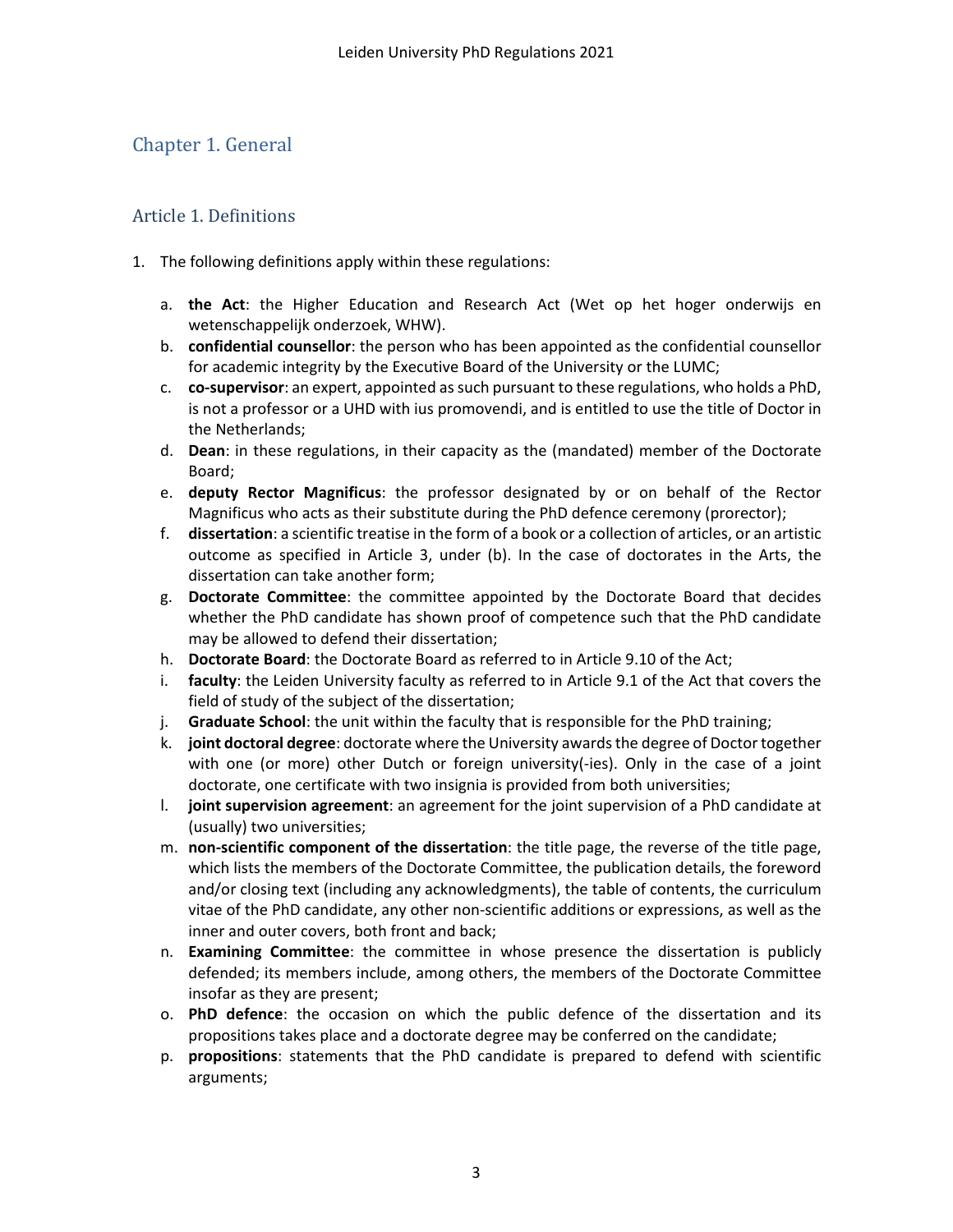## Chapter 1. General

### Article 1. Definitions

1. The following definitions apply within these regulations:

   a. **the Act**: the Higher Education and Research Act (Wet op het hoger onderwijs en wetenschappelijk onderzoek, WHW).
   b. **confidential counsellor**: the person who has been appointed as the confidential counsellor for academic integrity by the Executive Board of the University or the LUMC;
   c. **co-supervisor**: an expert, appointed as such pursuant to these regulations, who holds a PhD, is not a professor or a UHD with ius promovendi, and is entitled to use the title of Doctor in the Netherlands;
   d. **Dean**: in these regulations, in their capacity as the (mandated) member of the Doctorate Board;
   e. **deputy Rector Magnificus**: the professor designated by or on behalf of the Rector Magnificus who acts as their substitute during the PhD defence ceremony (prorector);
   f. **dissertation**: a scientific treatise in the form of a book or a collection of articles, or an artistic outcome as specified in Article 3, under (b). In the case of doctorates in the Arts, the dissertation can take another form;
   g. **Doctorate Committee**: the committee appointed by the Doctorate Board that decides whether the PhD candidate has shown proof of competence such that the PhD candidate may be allowed to defend their dissertation;
   h. **Doctorate Board**: the Doctorate Board as referred to in Article 9.10 of the Act;
   i. **faculty**: the Leiden University faculty as referred to in Article 9.1 of the Act that covers the field of study of the subject of the dissertation;
   j. **Graduate School**: the unit within the faculty that is responsible for the PhD training;
   k. **joint doctoral degree**: doctorate where the University awards the degree of Doctor together with one (or more) other Dutch or foreign university(-ies). Only in the case of a joint doctorate, one certificate with two insignia is provided from both universities;
   l. **joint supervision agreement**: an agreement for the joint supervision of a PhD candidate at (usually) two universities;
   m. **non-scientific component of the dissertation**: the title page, the reverse of the title page, which lists the members of the Doctorate Committee, the publication details, the foreword and/or closing text (including any acknowledgments), the table of contents, the curriculum vitae of the PhD candidate, any other non-scientific additions or expressions, as well as the inner and outer covers, both front and back;
   n. **Examining Committee**: the committee in whose presence the dissertation is publicly defended; its members include, among others, the members of the Doctorate Committee insofar as they are present;
   o. **PhD defence**: the occasion on which the public defence of the dissertation and its propositions takes place and a doctorate degree may be conferred on the candidate;
   p. **propositions**: statements that the PhD candidate is prepared to defend with scientific arguments;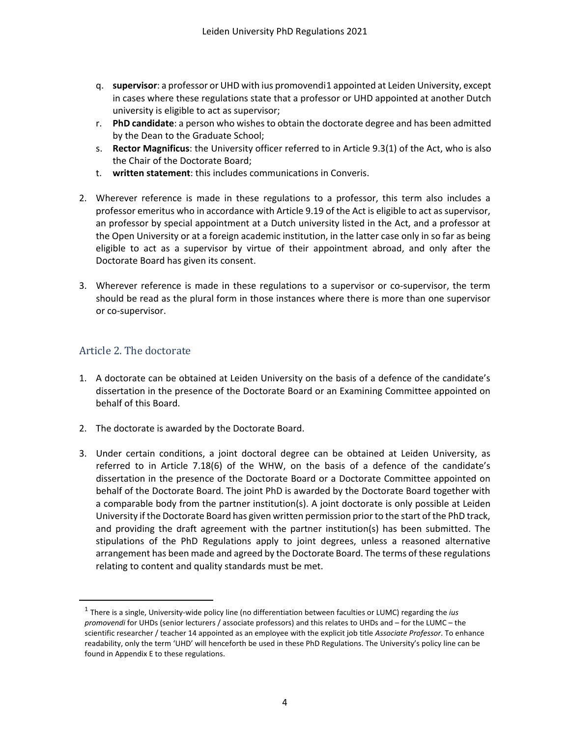q. **supervisor**: a professor or UHD with ius promovendi[1] appointed at Leiden University, except in cases where these regulations state that a professor or UHD appointed at another Dutch university is eligible to act as supervisor;
r. **PhD candidate**: a person who wishes to obtain the doctorate degree and has been admitted by the Dean to the Graduate School;
s. **Rector Magnificus**: the University officer referred to in Article 9.3(1) of the Act, who is also the Chair of the Doctorate Board;
t. **written statement**: this includes communications in Converis.

2. Wherever reference is made in these regulations to a professor, this term also includes a professor emeritus who in accordance with Article 9.19 of the Act is eligible to act as supervisor, an professor by special appointment at a Dutch university listed in the Act, and a professor at the Open University or at a foreign academic institution, in the latter case only in so far as being eligible to act as a supervisor by virtue of their appointment abroad, and only after the Doctorate Board has given its consent.

3. Wherever reference is made in these regulations to a supervisor or co-supervisor, the term should be read as the plural form in those instances where there is more than one supervisor or co-supervisor.

## Article 2. The doctorate

1. A doctorate can be obtained at Leiden University on the basis of a defence of the candidate's dissertation in the presence of the Doctorate Board or an Examining Committee appointed on behalf of this Board.

2. The doctorate is awarded by the Doctorate Board.

3. Under certain conditions, a joint doctoral degree can be obtained at Leiden University, as referred to in Article 7.18(6) of the WHW, on the basis of a defence of the candidate's dissertation in the presence of the Doctorate Board or a Doctorate Committee appointed on behalf of the Doctorate Board. The joint PhD is awarded by the Doctorate Board together with a comparable body from the partner institution(s). A joint doctorate is only possible at Leiden University if the Doctorate Board has given written permission prior to the start of the PhD track, and providing the draft agreement with the partner institution(s) has been submitted. The stipulations of the PhD Regulations apply to joint degrees, unless a reasoned alternative arrangement has been made and agreed by the Doctorate Board. The terms of these regulations relating to content and quality standards must be met.

---

[1] There is a single, University-wide policy line (no differentiation between faculties or LUMC) regarding the *ius promovendi* for UHDs (senior lecturers / associate professors) and this relates to UHDs and – for the LUMC – the scientific researcher / teacher 14 appointed as an employee with the explicit job title *Associate Professor*. To enhance readability, only the term 'UHD' will henceforth be used in these PhD Regulations. The University's policy line can be found in Appendix E to these regulations.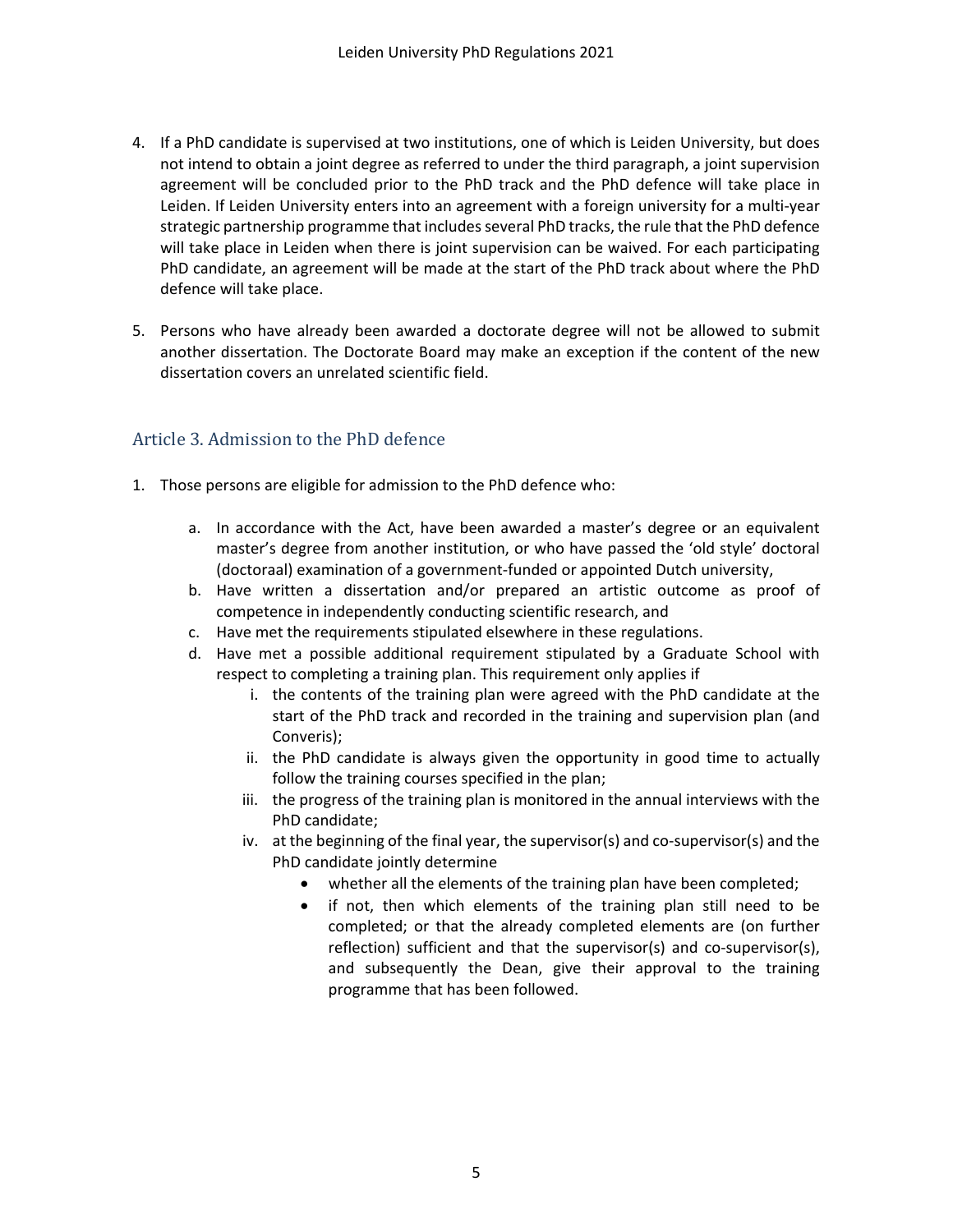4. If a PhD candidate is supervised at two institutions, one of which is Leiden University, but does not intend to obtain a joint degree as referred to under the third paragraph, a joint supervision agreement will be concluded prior to the PhD track and the PhD defence will take place in Leiden. If Leiden University enters into an agreement with a foreign university for a multi-year strategic partnership programme that includes several PhD tracks, the rule that the PhD defence will take place in Leiden when there is joint supervision can be waived. For each participating PhD candidate, an agreement will be made at the start of the PhD track about where the PhD defence will take place.

5. Persons who have already been awarded a doctorate degree will not be allowed to submit another dissertation. The Doctorate Board may make an exception if the content of the new dissertation covers an unrelated scientific field.

## Article 3. Admission to the PhD defence

1. Those persons are eligible for admission to the PhD defence who:

    a. In accordance with the Act, have been awarded a master's degree or an equivalent master's degree from another institution, or who have passed the 'old style' doctoral (doctoraal) examination of a government-funded or appointed Dutch university,
    b. Have written a dissertation and/or prepared an artistic outcome as proof of competence in independently conducting scientific research, and
    c. Have met the requirements stipulated elsewhere in these regulations.
    d. Have met a possible additional requirement stipulated by a Graduate School with respect to completing a training plan. This requirement only applies if
        i. the contents of the training plan were agreed with the PhD candidate at the start of the PhD track and recorded in the training and supervision plan (and Converis);
        ii. the PhD candidate is always given the opportunity in good time to actually follow the training courses specified in the plan;
        iii. the progress of the training plan is monitored in the annual interviews with the PhD candidate;
        iv. at the beginning of the final year, the supervisor(s) and co-supervisor(s) and the PhD candidate jointly determine
            - whether all the elements of the training plan have been completed;
            - if not, then which elements of the training plan still need to be completed; or that the already completed elements are (on further reflection) sufficient and that the supervisor(s) and co-supervisor(s), and subsequently the Dean, give their approval to the training programme that has been followed.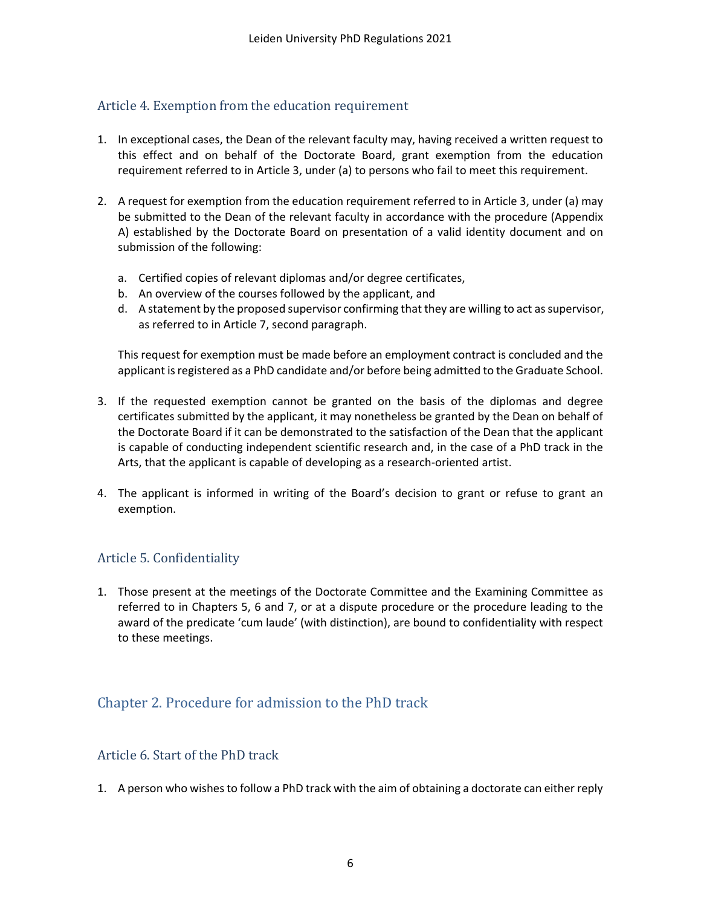### Article 4. Exemption from the education requirement

1. In exceptional cases, the Dean of the relevant faculty may, having received a written request to this effect and on behalf of the Doctorate Board, grant exemption from the education requirement referred to in Article 3, under (a) to persons who fail to meet this requirement.

2. A request for exemption from the education requirement referred to in Article 3, under (a) may be submitted to the Dean of the relevant faculty in accordance with the procedure (Appendix A) established by the Doctorate Board on presentation of a valid identity document and on submission of the following:

   a. Certified copies of relevant diplomas and/or degree certificates,
   b. An overview of the courses followed by the applicant, and
   d. A statement by the proposed supervisor confirming that they are willing to act as supervisor, as referred to in Article 7, second paragraph.

   This request for exemption must be made before an employment contract is concluded and the applicant is registered as a PhD candidate and/or before being admitted to the Graduate School.

3. If the requested exemption cannot be granted on the basis of the diplomas and degree certificates submitted by the applicant, it may nonetheless be granted by the Dean on behalf of the Doctorate Board if it can be demonstrated to the satisfaction of the Dean that the applicant is capable of conducting independent scientific research and, in the case of a PhD track in the Arts, that the applicant is capable of developing as a research-oriented artist.

4. The applicant is informed in writing of the Board's decision to grant or refuse to grant an exemption.

### Article 5. Confidentiality

1. Those present at the meetings of the Doctorate Committee and the Examining Committee as referred to in Chapters 5, 6 and 7, or at a dispute procedure or the procedure leading to the award of the predicate 'cum laude' (with distinction), are bound to confidentiality with respect to these meetings.

## Chapter 2. Procedure for admission to the PhD track

### Article 6. Start of the PhD track

1. A person who wishes to follow a PhD track with the aim of obtaining a doctorate can either reply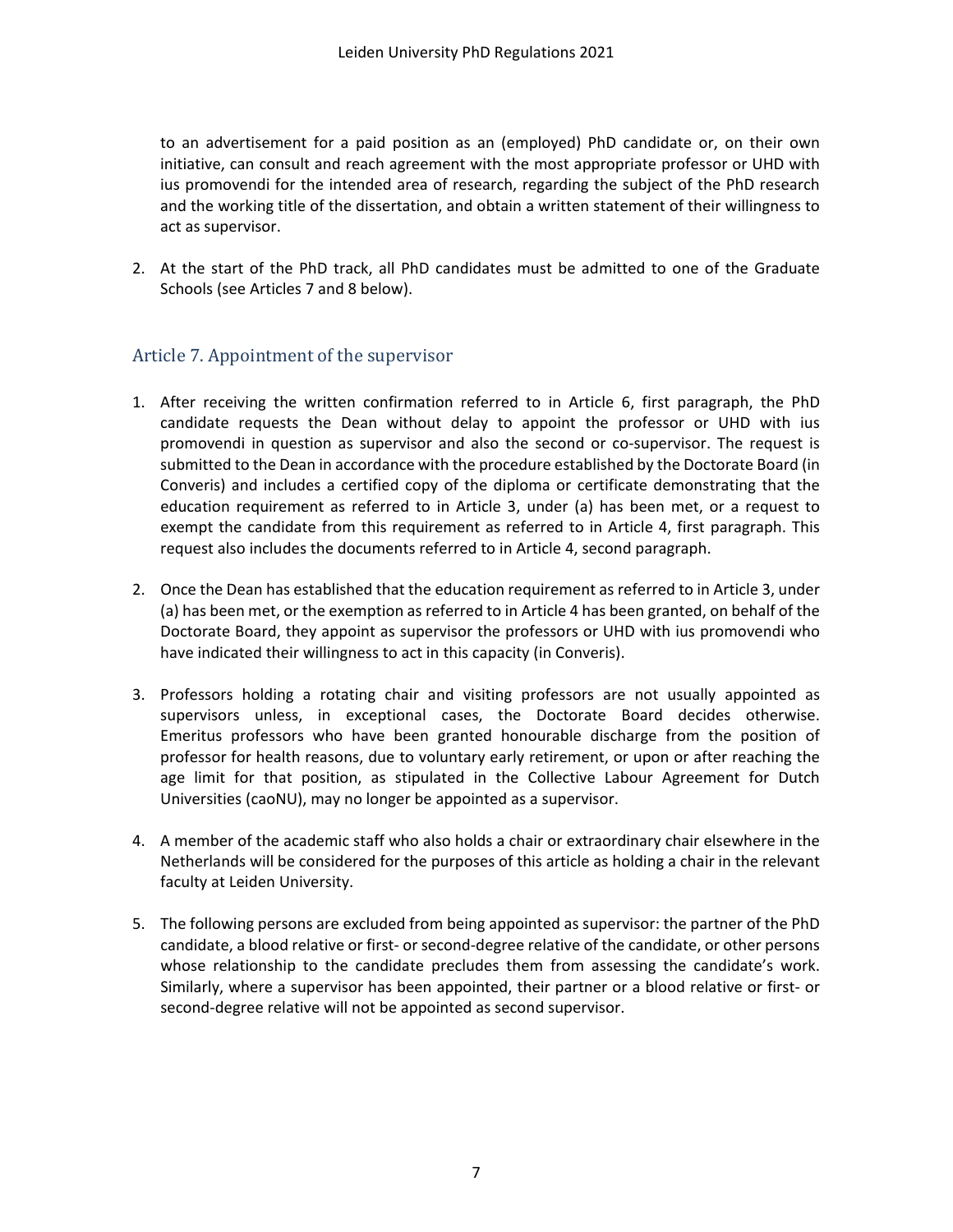to an advertisement for a paid position as an (employed) PhD candidate or, on their own initiative, can consult and reach agreement with the most appropriate professor or UHD with ius promovendi for the intended area of research, regarding the subject of the PhD research and the working title of the dissertation, and obtain a written statement of their willingness to act as supervisor.

2. At the start of the PhD track, all PhD candidates must be admitted to one of the Graduate Schools (see Articles 7 and 8 below).

## Article 7. Appointment of the supervisor

1. After receiving the written confirmation referred to in Article 6, first paragraph, the PhD candidate requests the Dean without delay to appoint the professor or UHD with ius promovendi in question as supervisor and also the second or co-supervisor. The request is submitted to the Dean in accordance with the procedure established by the Doctorate Board (in Converis) and includes a certified copy of the diploma or certificate demonstrating that the education requirement as referred to in Article 3, under (a) has been met, or a request to exempt the candidate from this requirement as referred to in Article 4, first paragraph. This request also includes the documents referred to in Article 4, second paragraph.

2. Once the Dean has established that the education requirement as referred to in Article 3, under (a) has been met, or the exemption as referred to in Article 4 has been granted, on behalf of the Doctorate Board, they appoint as supervisor the professors or UHD with ius promovendi who have indicated their willingness to act in this capacity (in Converis).

3. Professors holding a rotating chair and visiting professors are not usually appointed as supervisors unless, in exceptional cases, the Doctorate Board decides otherwise. Emeritus professors who have been granted honourable discharge from the position of professor for health reasons, due to voluntary early retirement, or upon or after reaching the age limit for that position, as stipulated in the Collective Labour Agreement for Dutch Universities (caoNU), may no longer be appointed as a supervisor.

4. A member of the academic staff who also holds a chair or extraordinary chair elsewhere in the Netherlands will be considered for the purposes of this article as holding a chair in the relevant faculty at Leiden University.

5. The following persons are excluded from being appointed as supervisor: the partner of the PhD candidate, a blood relative or first- or second-degree relative of the candidate, or other persons whose relationship to the candidate precludes them from assessing the candidate's work. Similarly, where a supervisor has been appointed, their partner or a blood relative or first- or second-degree relative will not be appointed as second supervisor.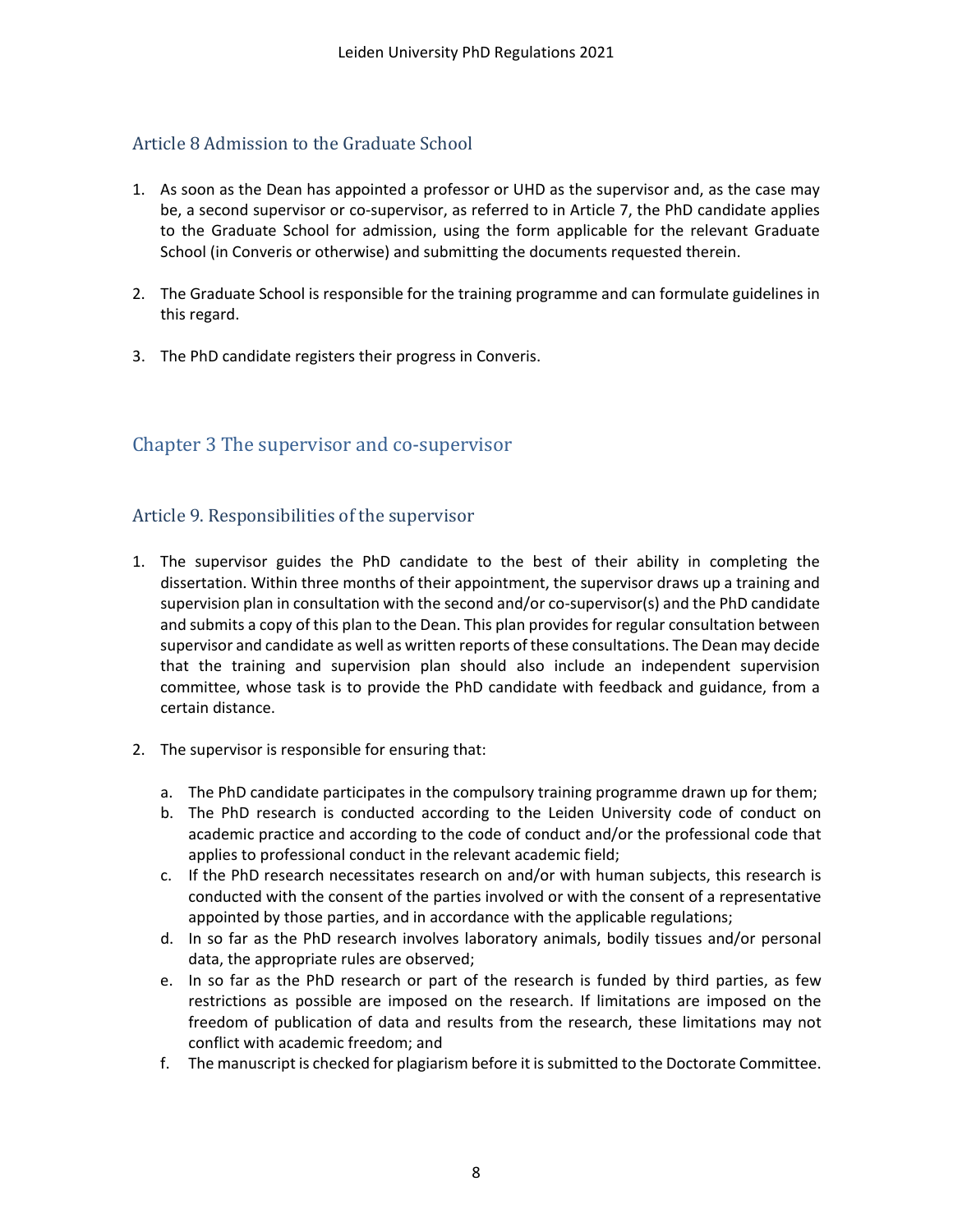## Article 8 Admission to the Graduate School

1. As soon as the Dean has appointed a professor or UHD as the supervisor and, as the case may be, a second supervisor or co-supervisor, as referred to in Article 7, the PhD candidate applies to the Graduate School for admission, using the form applicable for the relevant Graduate School (in Converis or otherwise) and submitting the documents requested therein.

2. The Graduate School is responsible for the training programme and can formulate guidelines in this regard.

3. The PhD candidate registers their progress in Converis.

# Chapter 3 The supervisor and co-supervisor

## Article 9. Responsibilities of the supervisor

1. The supervisor guides the PhD candidate to the best of their ability in completing the dissertation. Within three months of their appointment, the supervisor draws up a training and supervision plan in consultation with the second and/or co-supervisor(s) and the PhD candidate and submits a copy of this plan to the Dean. This plan provides for regular consultation between supervisor and candidate as well as written reports of these consultations. The Dean may decide that the training and supervision plan should also include an independent supervision committee, whose task is to provide the PhD candidate with feedback and guidance, from a certain distance.

2. The supervisor is responsible for ensuring that:

   a. The PhD candidate participates in the compulsory training programme drawn up for them;
   b. The PhD research is conducted according to the Leiden University code of conduct on academic practice and according to the code of conduct and/or the professional code that applies to professional conduct in the relevant academic field;
   c. If the PhD research necessitates research on and/or with human subjects, this research is conducted with the consent of the parties involved or with the consent of a representative appointed by those parties, and in accordance with the applicable regulations;
   d. In so far as the PhD research involves laboratory animals, bodily tissues and/or personal data, the appropriate rules are observed;
   e. In so far as the PhD research or part of the research is funded by third parties, as few restrictions as possible are imposed on the research. If limitations are imposed on the freedom of publication of data and results from the research, these limitations may not conflict with academic freedom; and
   f. The manuscript is checked for plagiarism before it is submitted to the Doctorate Committee.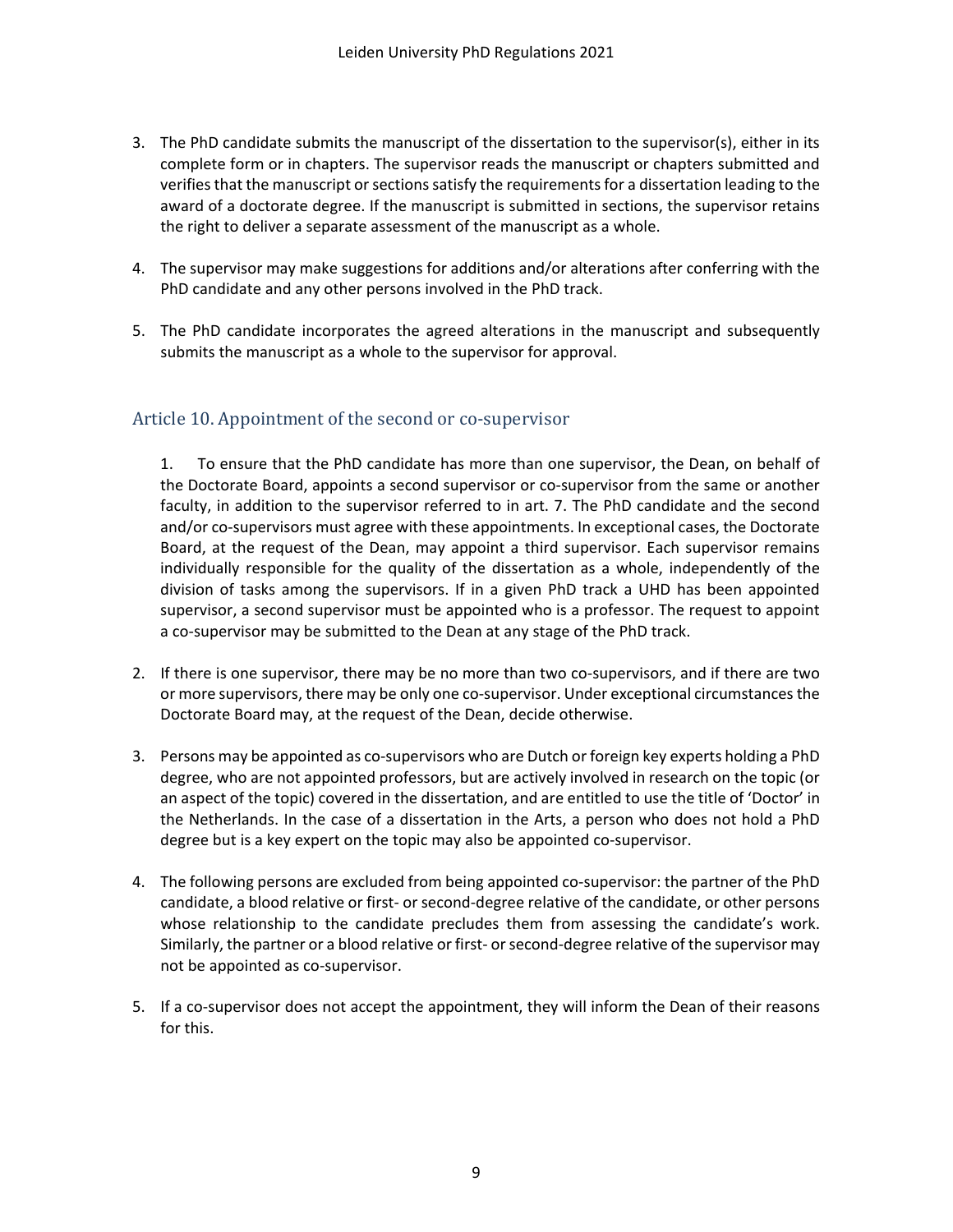3. The PhD candidate submits the manuscript of the dissertation to the supervisor(s), either in its complete form or in chapters. The supervisor reads the manuscript or chapters submitted and verifies that the manuscript or sections satisfy the requirements for a dissertation leading to the award of a doctorate degree. If the manuscript is submitted in sections, the supervisor retains the right to deliver a separate assessment of the manuscript as a whole.

4. The supervisor may make suggestions for additions and/or alterations after conferring with the PhD candidate and any other persons involved in the PhD track.

5. The PhD candidate incorporates the agreed alterations in the manuscript and subsequently submits the manuscript as a whole to the supervisor for approval.

## Article 10. Appointment of the second or co-supervisor

1. To ensure that the PhD candidate has more than one supervisor, the Dean, on behalf of the Doctorate Board, appoints a second supervisor or co-supervisor from the same or another faculty, in addition to the supervisor referred to in art. 7. The PhD candidate and the second and/or co-supervisors must agree with these appointments. In exceptional cases, the Doctorate Board, at the request of the Dean, may appoint a third supervisor. Each supervisor remains individually responsible for the quality of the dissertation as a whole, independently of the division of tasks among the supervisors. If in a given PhD track a UHD has been appointed supervisor, a second supervisor must be appointed who is a professor. The request to appoint a co-supervisor may be submitted to the Dean at any stage of the PhD track.

2. If there is one supervisor, there may be no more than two co-supervisors, and if there are two or more supervisors, there may be only one co-supervisor. Under exceptional circumstances the Doctorate Board may, at the request of the Dean, decide otherwise.

3. Persons may be appointed as co-supervisors who are Dutch or foreign key experts holding a PhD degree, who are not appointed professors, but are actively involved in research on the topic (or an aspect of the topic) covered in the dissertation, and are entitled to use the title of 'Doctor' in the Netherlands. In the case of a dissertation in the Arts, a person who does not hold a PhD degree but is a key expert on the topic may also be appointed co-supervisor.

4. The following persons are excluded from being appointed co-supervisor: the partner of the PhD candidate, a blood relative or first- or second-degree relative of the candidate, or other persons whose relationship to the candidate precludes them from assessing the candidate's work. Similarly, the partner or a blood relative or first- or second-degree relative of the supervisor may not be appointed as co-supervisor.

5. If a co-supervisor does not accept the appointment, they will inform the Dean of their reasons for this.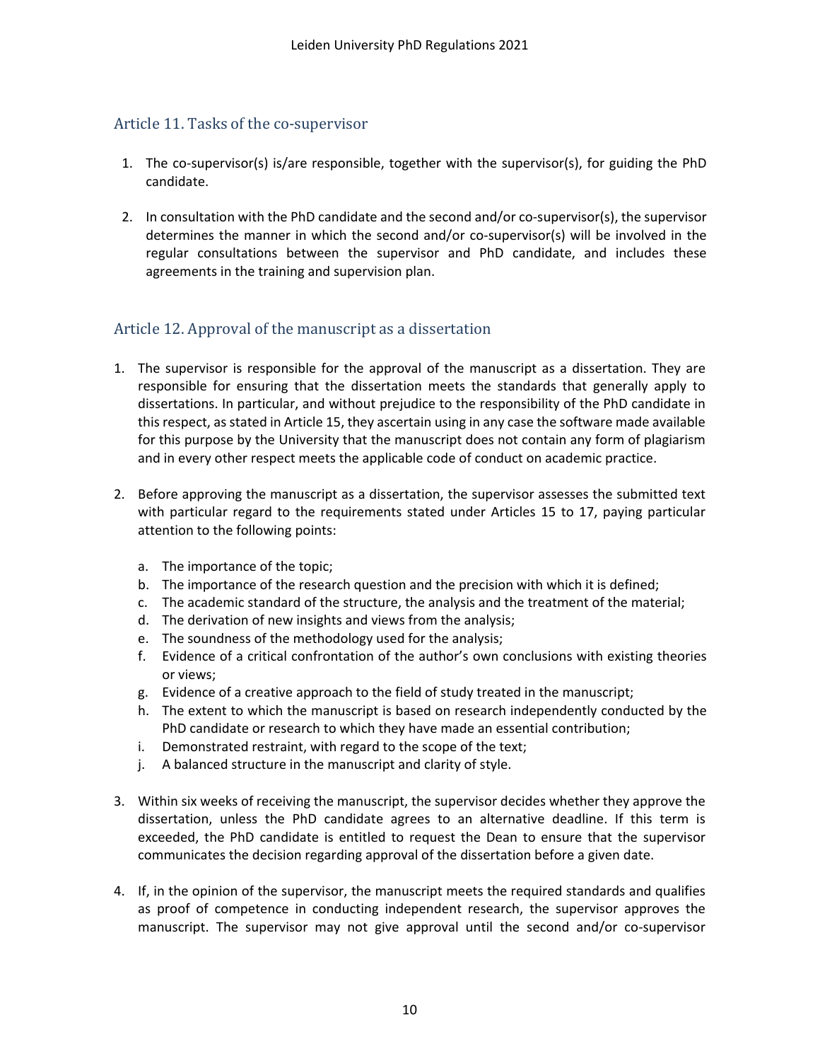## Article 11. Tasks of the co-supervisor

1. The co-supervisor(s) is/are responsible, together with the supervisor(s), for guiding the PhD candidate.

2. In consultation with the PhD candidate and the second and/or co-supervisor(s), the supervisor determines the manner in which the second and/or co-supervisor(s) will be involved in the regular consultations between the supervisor and PhD candidate, and includes these agreements in the training and supervision plan.

## Article 12. Approval of the manuscript as a dissertation

1. The supervisor is responsible for the approval of the manuscript as a dissertation. They are responsible for ensuring that the dissertation meets the standards that generally apply to dissertations. In particular, and without prejudice to the responsibility of the PhD candidate in this respect, as stated in Article 15, they ascertain using in any case the software made available for this purpose by the University that the manuscript does not contain any form of plagiarism and in every other respect meets the applicable code of conduct on academic practice.

2. Before approving the manuscript as a dissertation, the supervisor assesses the submitted text with particular regard to the requirements stated under Articles 15 to 17, paying particular attention to the following points:

   a. The importance of the topic;
   b. The importance of the research question and the precision with which it is defined;
   c. The academic standard of the structure, the analysis and the treatment of the material;
   d. The derivation of new insights and views from the analysis;
   e. The soundness of the methodology used for the analysis;
   f. Evidence of a critical confrontation of the author's own conclusions with existing theories or views;
   g. Evidence of a creative approach to the field of study treated in the manuscript;
   h. The extent to which the manuscript is based on research independently conducted by the PhD candidate or research to which they have made an essential contribution;
   i. Demonstrated restraint, with regard to the scope of the text;
   j. A balanced structure in the manuscript and clarity of style.

3. Within six weeks of receiving the manuscript, the supervisor decides whether they approve the dissertation, unless the PhD candidate agrees to an alternative deadline. If this term is exceeded, the PhD candidate is entitled to request the Dean to ensure that the supervisor communicates the decision regarding approval of the dissertation before a given date.

4. If, in the opinion of the supervisor, the manuscript meets the required standards and qualifies as proof of competence in conducting independent research, the supervisor approves the manuscript. The supervisor may not give approval until the second and/or co-supervisor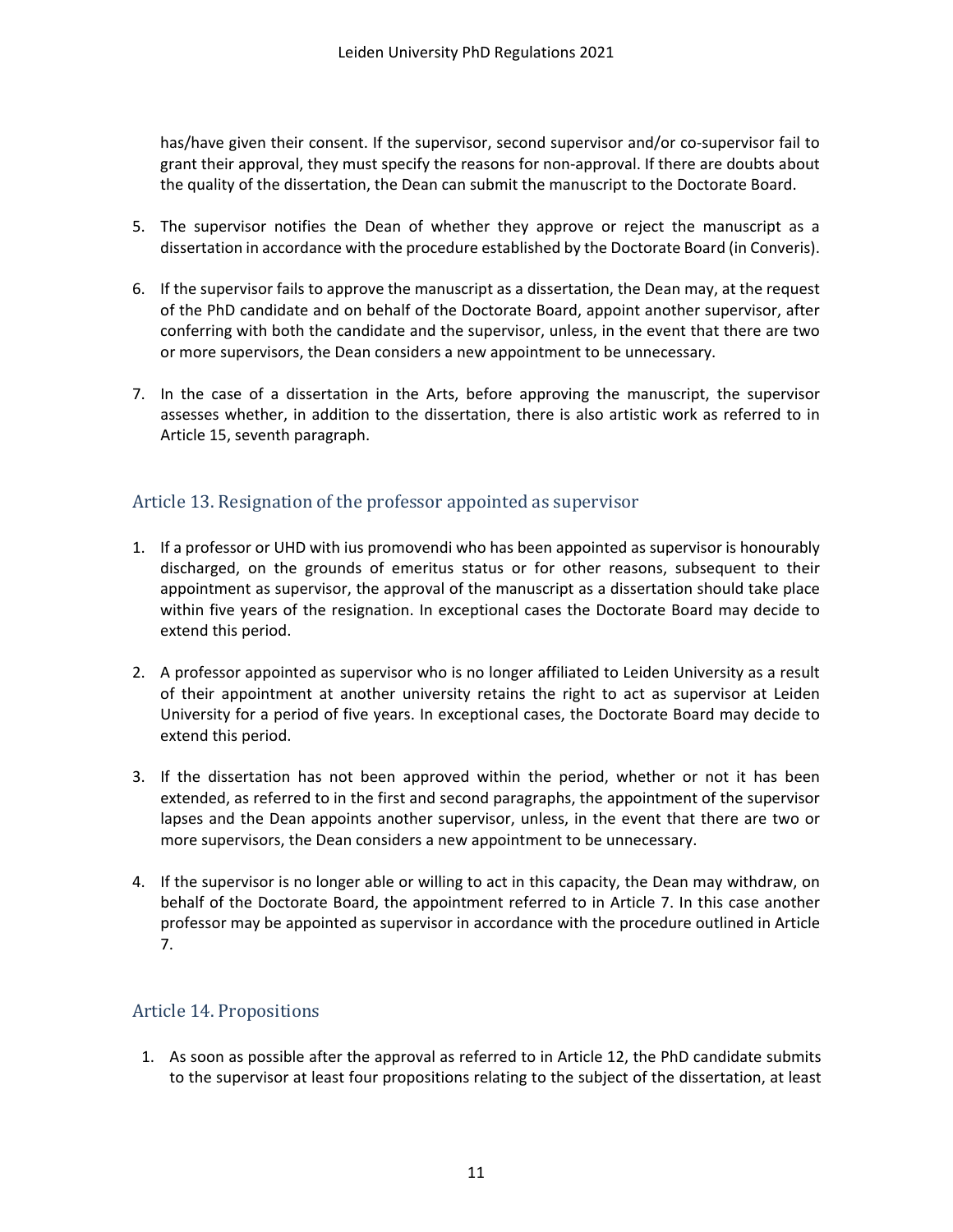has/have given their consent. If the supervisor, second supervisor and/or co-supervisor fail to grant their approval, they must specify the reasons for non-approval. If there are doubts about the quality of the dissertation, the Dean can submit the manuscript to the Doctorate Board.

5. The supervisor notifies the Dean of whether they approve or reject the manuscript as a dissertation in accordance with the procedure established by the Doctorate Board (in Converis).

6. If the supervisor fails to approve the manuscript as a dissertation, the Dean may, at the request of the PhD candidate and on behalf of the Doctorate Board, appoint another supervisor, after conferring with both the candidate and the supervisor, unless, in the event that there are two or more supervisors, the Dean considers a new appointment to be unnecessary.

7. In the case of a dissertation in the Arts, before approving the manuscript, the supervisor assesses whether, in addition to the dissertation, there is also artistic work as referred to in Article 15, seventh paragraph.

## Article 13. Resignation of the professor appointed as supervisor

1. If a professor or UHD with ius promovendi who has been appointed as supervisor is honourably discharged, on the grounds of emeritus status or for other reasons, subsequent to their appointment as supervisor, the approval of the manuscript as a dissertation should take place within five years of the resignation. In exceptional cases the Doctorate Board may decide to extend this period.

2. A professor appointed as supervisor who is no longer affiliated to Leiden University as a result of their appointment at another university retains the right to act as supervisor at Leiden University for a period of five years. In exceptional cases, the Doctorate Board may decide to extend this period.

3. If the dissertation has not been approved within the period, whether or not it has been extended, as referred to in the first and second paragraphs, the appointment of the supervisor lapses and the Dean appoints another supervisor, unless, in the event that there are two or more supervisors, the Dean considers a new appointment to be unnecessary.

4. If the supervisor is no longer able or willing to act in this capacity, the Dean may withdraw, on behalf of the Doctorate Board, the appointment referred to in Article 7. In this case another professor may be appointed as supervisor in accordance with the procedure outlined in Article 7.

## Article 14. Propositions

1. As soon as possible after the approval as referred to in Article 12, the PhD candidate submits to the supervisor at least four propositions relating to the subject of the dissertation, at least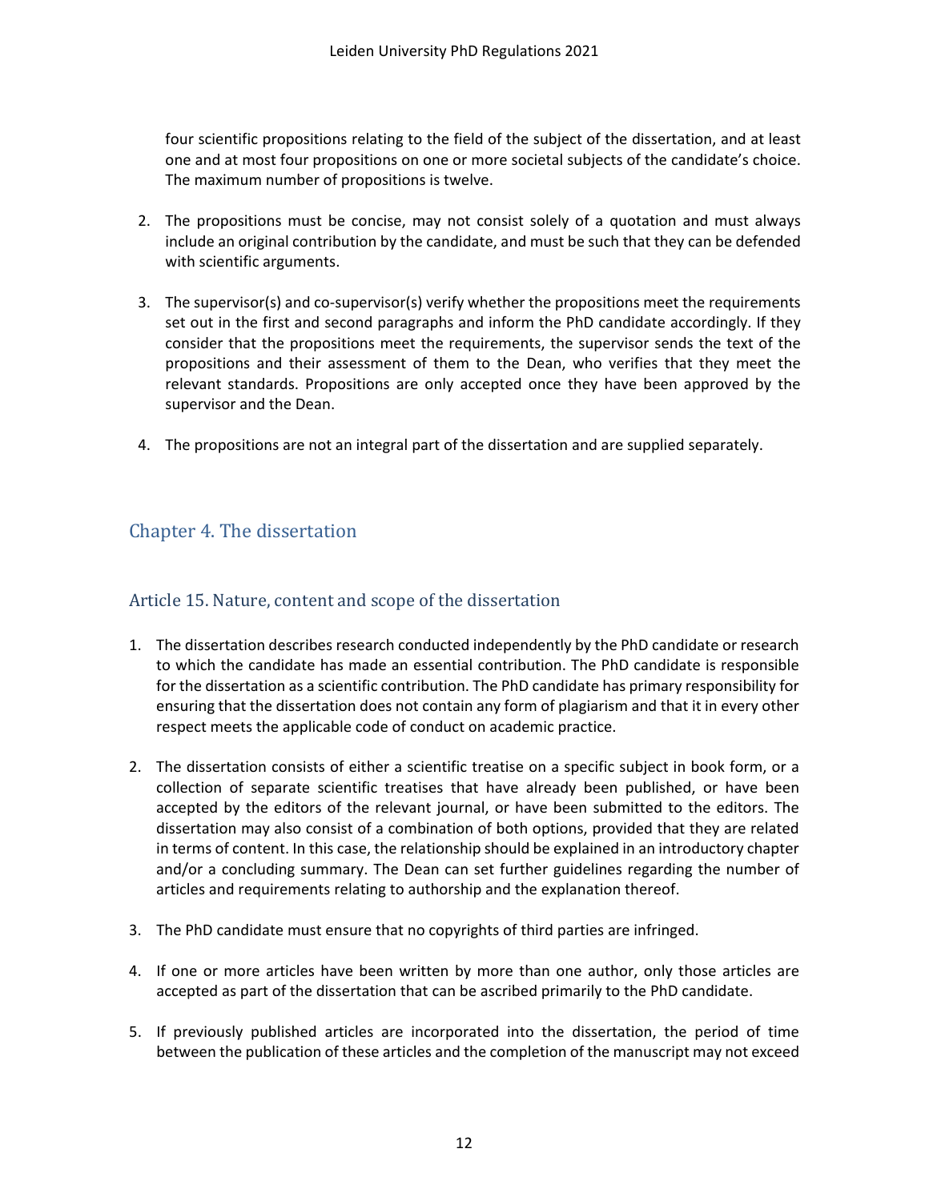four scientific propositions relating to the field of the subject of the dissertation, and at least one and at most four propositions on one or more societal subjects of the candidate's choice. The maximum number of propositions is twelve.

2. The propositions must be concise, may not consist solely of a quotation and must always include an original contribution by the candidate, and must be such that they can be defended with scientific arguments.

3. The supervisor(s) and co-supervisor(s) verify whether the propositions meet the requirements set out in the first and second paragraphs and inform the PhD candidate accordingly. If they consider that the propositions meet the requirements, the supervisor sends the text of the propositions and their assessment of them to the Dean, who verifies that they meet the relevant standards. Propositions are only accepted once they have been approved by the supervisor and the Dean.

4. The propositions are not an integral part of the dissertation and are supplied separately.

## Chapter 4. The dissertation

### Article 15. Nature, content and scope of the dissertation

1. The dissertation describes research conducted independently by the PhD candidate or research to which the candidate has made an essential contribution. The PhD candidate is responsible for the dissertation as a scientific contribution. The PhD candidate has primary responsibility for ensuring that the dissertation does not contain any form of plagiarism and that it in every other respect meets the applicable code of conduct on academic practice.

2. The dissertation consists of either a scientific treatise on a specific subject in book form, or a collection of separate scientific treatises that have already been published, or have been accepted by the editors of the relevant journal, or have been submitted to the editors. The dissertation may also consist of a combination of both options, provided that they are related in terms of content. In this case, the relationship should be explained in an introductory chapter and/or a concluding summary. The Dean can set further guidelines regarding the number of articles and requirements relating to authorship and the explanation thereof.

3. The PhD candidate must ensure that no copyrights of third parties are infringed.

4. If one or more articles have been written by more than one author, only those articles are accepted as part of the dissertation that can be ascribed primarily to the PhD candidate.

5. If previously published articles are incorporated into the dissertation, the period of time between the publication of these articles and the completion of the manuscript may not exceed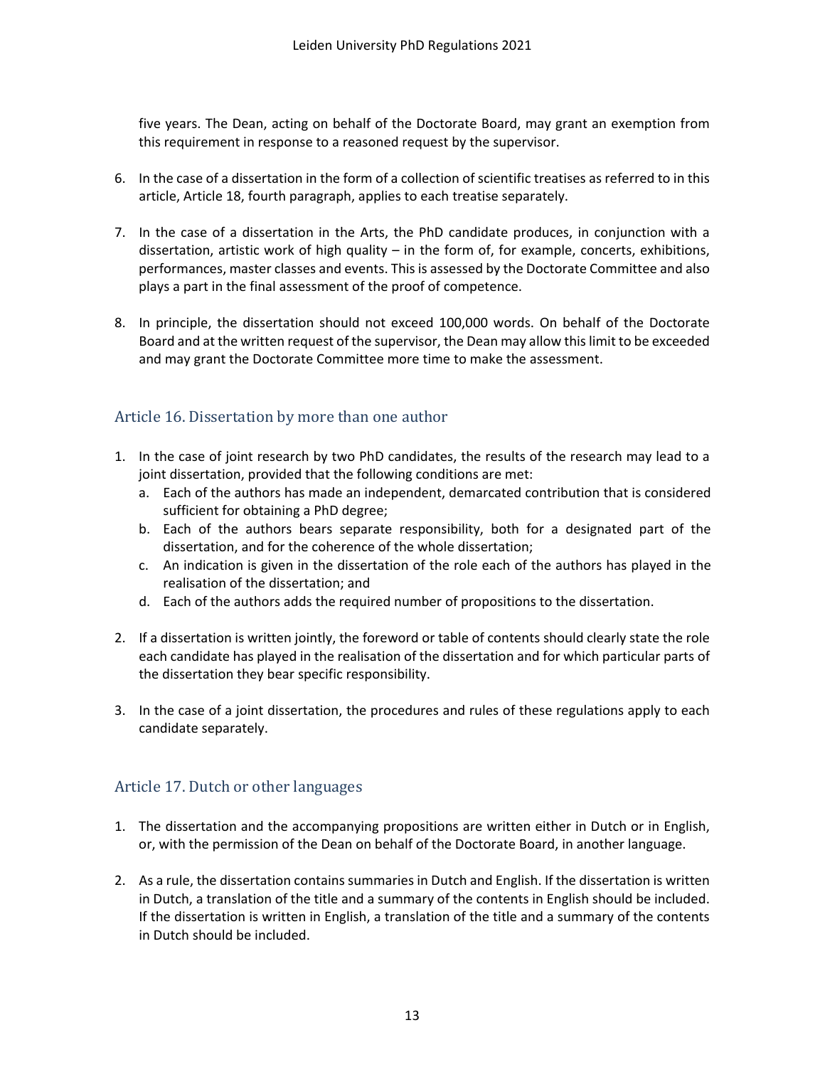five years. The Dean, acting on behalf of the Doctorate Board, may grant an exemption from this requirement in response to a reasoned request by the supervisor.

6. In the case of a dissertation in the form of a collection of scientific treatises as referred to in this article, Article 18, fourth paragraph, applies to each treatise separately.

7. In the case of a dissertation in the Arts, the PhD candidate produces, in conjunction with a dissertation, artistic work of high quality – in the form of, for example, concerts, exhibitions, performances, master classes and events. This is assessed by the Doctorate Committee and also plays a part in the final assessment of the proof of competence.

8. In principle, the dissertation should not exceed 100,000 words. On behalf of the Doctorate Board and at the written request of the supervisor, the Dean may allow this limit to be exceeded and may grant the Doctorate Committee more time to make the assessment.

## Article 16. Dissertation by more than one author

1. In the case of joint research by two PhD candidates, the results of the research may lead to a joint dissertation, provided that the following conditions are met:
   a. Each of the authors has made an independent, demarcated contribution that is considered sufficient for obtaining a PhD degree;
   b. Each of the authors bears separate responsibility, both for a designated part of the dissertation, and for the coherence of the whole dissertation;
   c. An indication is given in the dissertation of the role each of the authors has played in the realisation of the dissertation; and
   d. Each of the authors adds the required number of propositions to the dissertation.

2. If a dissertation is written jointly, the foreword or table of contents should clearly state the role each candidate has played in the realisation of the dissertation and for which particular parts of the dissertation they bear specific responsibility.

3. In the case of a joint dissertation, the procedures and rules of these regulations apply to each candidate separately.

## Article 17. Dutch or other languages

1. The dissertation and the accompanying propositions are written either in Dutch or in English, or, with the permission of the Dean on behalf of the Doctorate Board, in another language.

2. As a rule, the dissertation contains summaries in Dutch and English. If the dissertation is written in Dutch, a translation of the title and a summary of the contents in English should be included. If the dissertation is written in English, a translation of the title and a summary of the contents in Dutch should be included.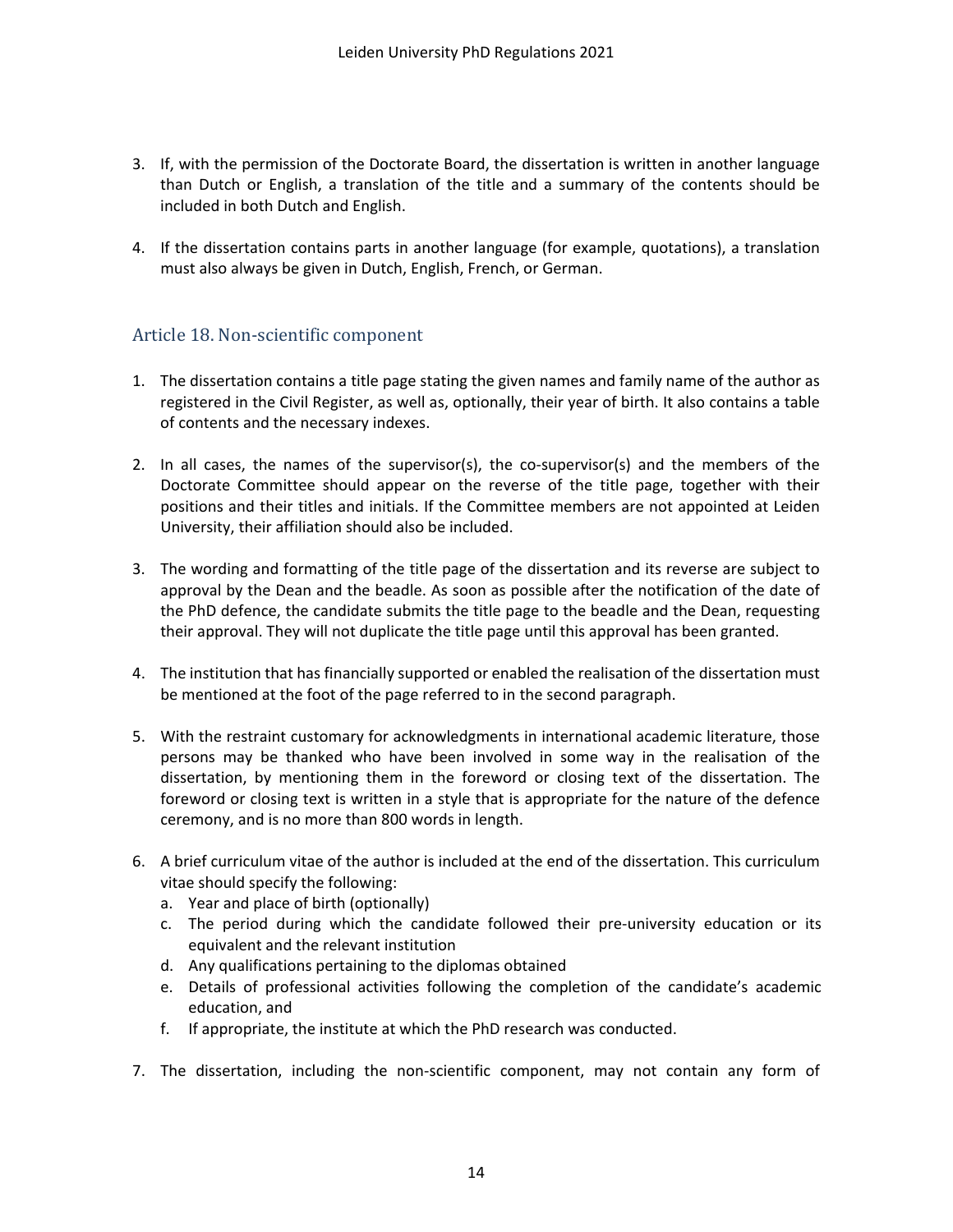3. If, with the permission of the Doctorate Board, the dissertation is written in another language than Dutch or English, a translation of the title and a summary of the contents should be included in both Dutch and English.

4. If the dissertation contains parts in another language (for example, quotations), a translation must also always be given in Dutch, English, French, or German.

## Article 18. Non-scientific component

1. The dissertation contains a title page stating the given names and family name of the author as registered in the Civil Register, as well as, optionally, their year of birth. It also contains a table of contents and the necessary indexes.

2. In all cases, the names of the supervisor(s), the co-supervisor(s) and the members of the Doctorate Committee should appear on the reverse of the title page, together with their positions and their titles and initials. If the Committee members are not appointed at Leiden University, their affiliation should also be included.

3. The wording and formatting of the title page of the dissertation and its reverse are subject to approval by the Dean and the beadle. As soon as possible after the notification of the date of the PhD defence, the candidate submits the title page to the beadle and the Dean, requesting their approval. They will not duplicate the title page until this approval has been granted.

4. The institution that has financially supported or enabled the realisation of the dissertation must be mentioned at the foot of the page referred to in the second paragraph.

5. With the restraint customary for acknowledgments in international academic literature, those persons may be thanked who have been involved in some way in the realisation of the dissertation, by mentioning them in the foreword or closing text of the dissertation. The foreword or closing text is written in a style that is appropriate for the nature of the defence ceremony, and is no more than 800 words in length.

6. A brief curriculum vitae of the author is included at the end of the dissertation. This curriculum vitae should specify the following:
   a. Year and place of birth (optionally)
   c. The period during which the candidate followed their pre-university education or its equivalent and the relevant institution
   d. Any qualifications pertaining to the diplomas obtained
   e. Details of professional activities following the completion of the candidate's academic education, and
   f. If appropriate, the institute at which the PhD research was conducted.

7. The dissertation, including the non-scientific component, may not contain any form of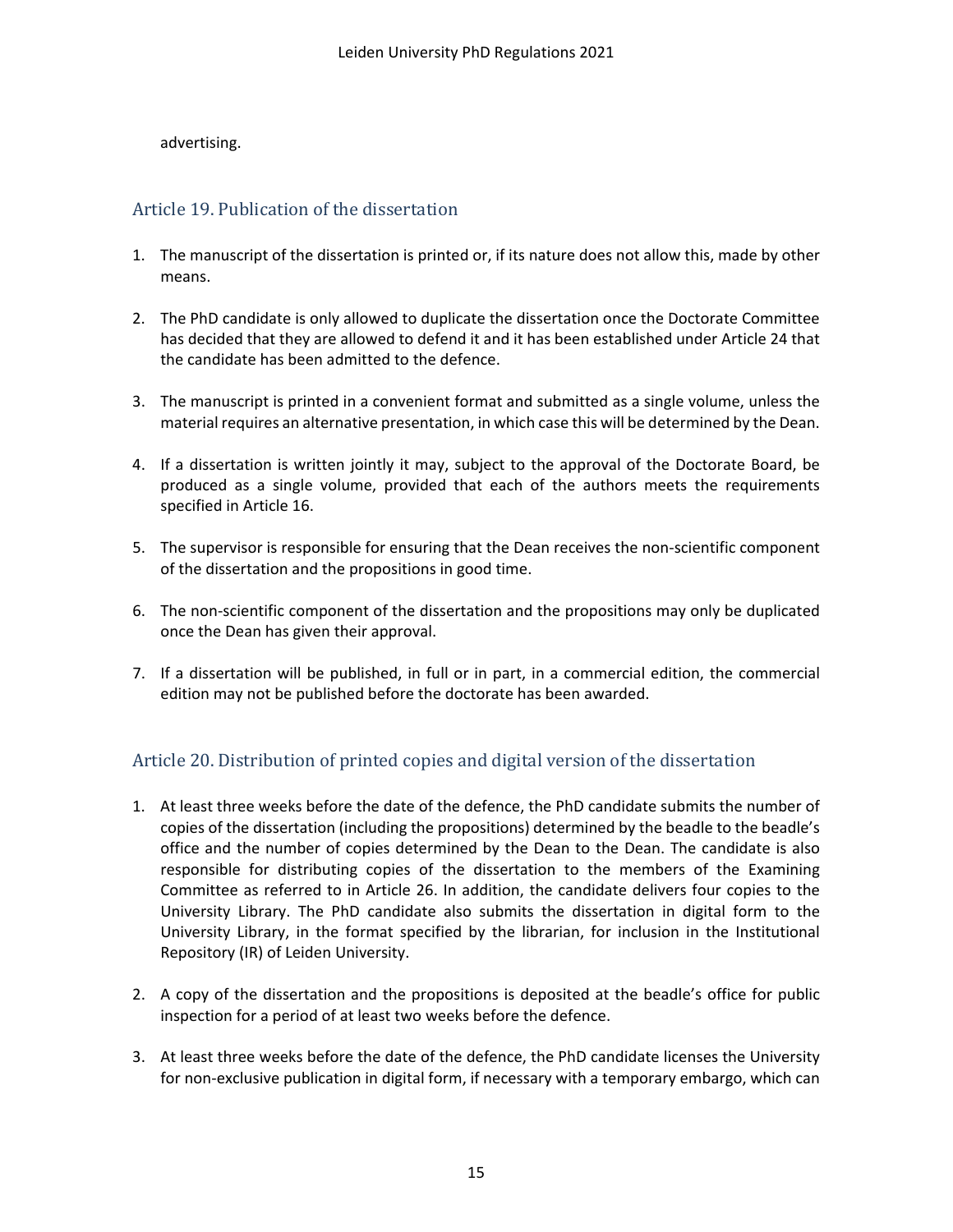advertising.

## Article 19. Publication of the dissertation

1. The manuscript of the dissertation is printed or, if its nature does not allow this, made by other means.

2. The PhD candidate is only allowed to duplicate the dissertation once the Doctorate Committee has decided that they are allowed to defend it and it has been established under Article 24 that the candidate has been admitted to the defence.

3. The manuscript is printed in a convenient format and submitted as a single volume, unless the material requires an alternative presentation, in which case this will be determined by the Dean.

4. If a dissertation is written jointly it may, subject to the approval of the Doctorate Board, be produced as a single volume, provided that each of the authors meets the requirements specified in Article 16.

5. The supervisor is responsible for ensuring that the Dean receives the non-scientific component of the dissertation and the propositions in good time.

6. The non-scientific component of the dissertation and the propositions may only be duplicated once the Dean has given their approval.

7. If a dissertation will be published, in full or in part, in a commercial edition, the commercial edition may not be published before the doctorate has been awarded.

## Article 20. Distribution of printed copies and digital version of the dissertation

1. At least three weeks before the date of the defence, the PhD candidate submits the number of copies of the dissertation (including the propositions) determined by the beadle to the beadle's office and the number of copies determined by the Dean to the Dean. The candidate is also responsible for distributing copies of the dissertation to the members of the Examining Committee as referred to in Article 26. In addition, the candidate delivers four copies to the University Library. The PhD candidate also submits the dissertation in digital form to the University Library, in the format specified by the librarian, for inclusion in the Institutional Repository (IR) of Leiden University.

2. A copy of the dissertation and the propositions is deposited at the beadle's office for public inspection for a period of at least two weeks before the defence.

3. At least three weeks before the date of the defence, the PhD candidate licenses the University for non-exclusive publication in digital form, if necessary with a temporary embargo, which can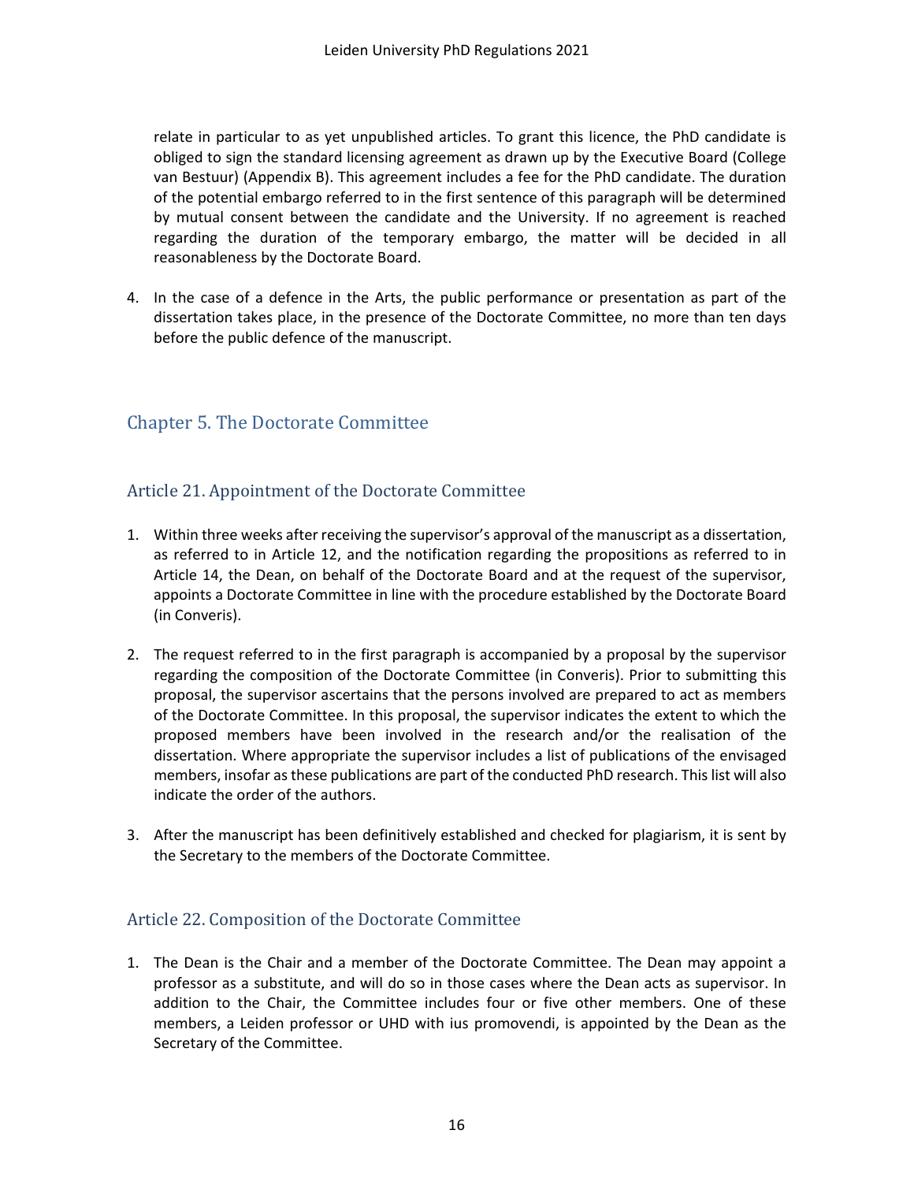relate in particular to as yet unpublished articles. To grant this licence, the PhD candidate is obliged to sign the standard licensing agreement as drawn up by the Executive Board (College van Bestuur) (Appendix B). This agreement includes a fee for the PhD candidate. The duration of the potential embargo referred to in the first sentence of this paragraph will be determined by mutual consent between the candidate and the University. If no agreement is reached regarding the duration of the temporary embargo, the matter will be decided in all reasonableness by the Doctorate Board.

4. In the case of a defence in the Arts, the public performance or presentation as part of the dissertation takes place, in the presence of the Doctorate Committee, no more than ten days before the public defence of the manuscript.

## Chapter 5. The Doctorate Committee

### Article 21. Appointment of the Doctorate Committee

1. Within three weeks after receiving the supervisor's approval of the manuscript as a dissertation, as referred to in Article 12, and the notification regarding the propositions as referred to in Article 14, the Dean, on behalf of the Doctorate Board and at the request of the supervisor, appoints a Doctorate Committee in line with the procedure established by the Doctorate Board (in Converis).

2. The request referred to in the first paragraph is accompanied by a proposal by the supervisor regarding the composition of the Doctorate Committee (in Converis). Prior to submitting this proposal, the supervisor ascertains that the persons involved are prepared to act as members of the Doctorate Committee. In this proposal, the supervisor indicates the extent to which the proposed members have been involved in the research and/or the realisation of the dissertation. Where appropriate the supervisor includes a list of publications of the envisaged members, insofar as these publications are part of the conducted PhD research. This list will also indicate the order of the authors.

3. After the manuscript has been definitively established and checked for plagiarism, it is sent by the Secretary to the members of the Doctorate Committee.

### Article 22. Composition of the Doctorate Committee

1. The Dean is the Chair and a member of the Doctorate Committee. The Dean may appoint a professor as a substitute, and will do so in those cases where the Dean acts as supervisor. In addition to the Chair, the Committee includes four or five other members. One of these members, a Leiden professor or UHD with ius promovendi, is appointed by the Dean as the Secretary of the Committee.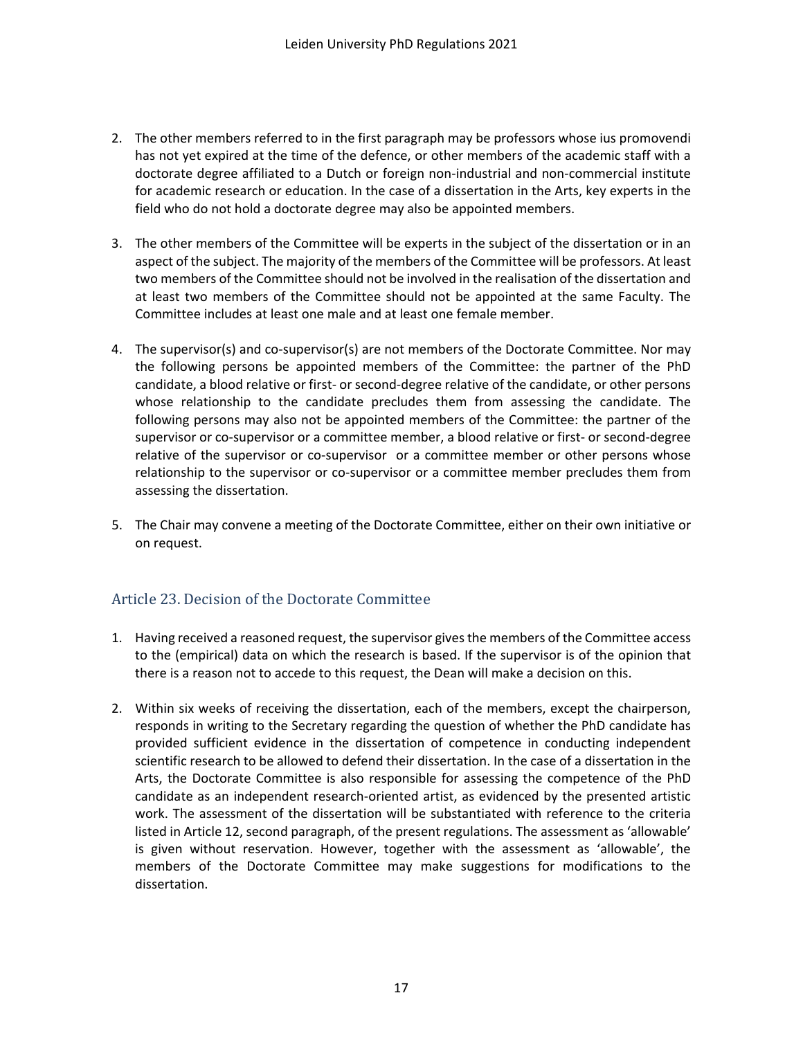2. The other members referred to in the first paragraph may be professors whose ius promovendi has not yet expired at the time of the defence, or other members of the academic staff with a doctorate degree affiliated to a Dutch or foreign non-industrial and non-commercial institute for academic research or education. In the case of a dissertation in the Arts, key experts in the field who do not hold a doctorate degree may also be appointed members.

3. The other members of the Committee will be experts in the subject of the dissertation or in an aspect of the subject. The majority of the members of the Committee will be professors. At least two members of the Committee should not be involved in the realisation of the dissertation and at least two members of the Committee should not be appointed at the same Faculty. The Committee includes at least one male and at least one female member.

4. The supervisor(s) and co-supervisor(s) are not members of the Doctorate Committee. Nor may the following persons be appointed members of the Committee: the partner of the PhD candidate, a blood relative or first- or second-degree relative of the candidate, or other persons whose relationship to the candidate precludes them from assessing the candidate. The following persons may also not be appointed members of the Committee: the partner of the supervisor or co-supervisor or a committee member, a blood relative or first- or second-degree relative of the supervisor or co-supervisor or a committee member or other persons whose relationship to the supervisor or co-supervisor or a committee member precludes them from assessing the dissertation.

5. The Chair may convene a meeting of the Doctorate Committee, either on their own initiative or on request.

## Article 23. Decision of the Doctorate Committee

1. Having received a reasoned request, the supervisor gives the members of the Committee access to the (empirical) data on which the research is based. If the supervisor is of the opinion that there is a reason not to accede to this request, the Dean will make a decision on this.

2. Within six weeks of receiving the dissertation, each of the members, except the chairperson, responds in writing to the Secretary regarding the question of whether the PhD candidate has provided sufficient evidence in the dissertation of competence in conducting independent scientific research to be allowed to defend their dissertation. In the case of a dissertation in the Arts, the Doctorate Committee is also responsible for assessing the competence of the PhD candidate as an independent research-oriented artist, as evidenced by the presented artistic work. The assessment of the dissertation will be substantiated with reference to the criteria listed in Article 12, second paragraph, of the present regulations. The assessment as 'allowable' is given without reservation. However, together with the assessment as 'allowable', the members of the Doctorate Committee may make suggestions for modifications to the dissertation.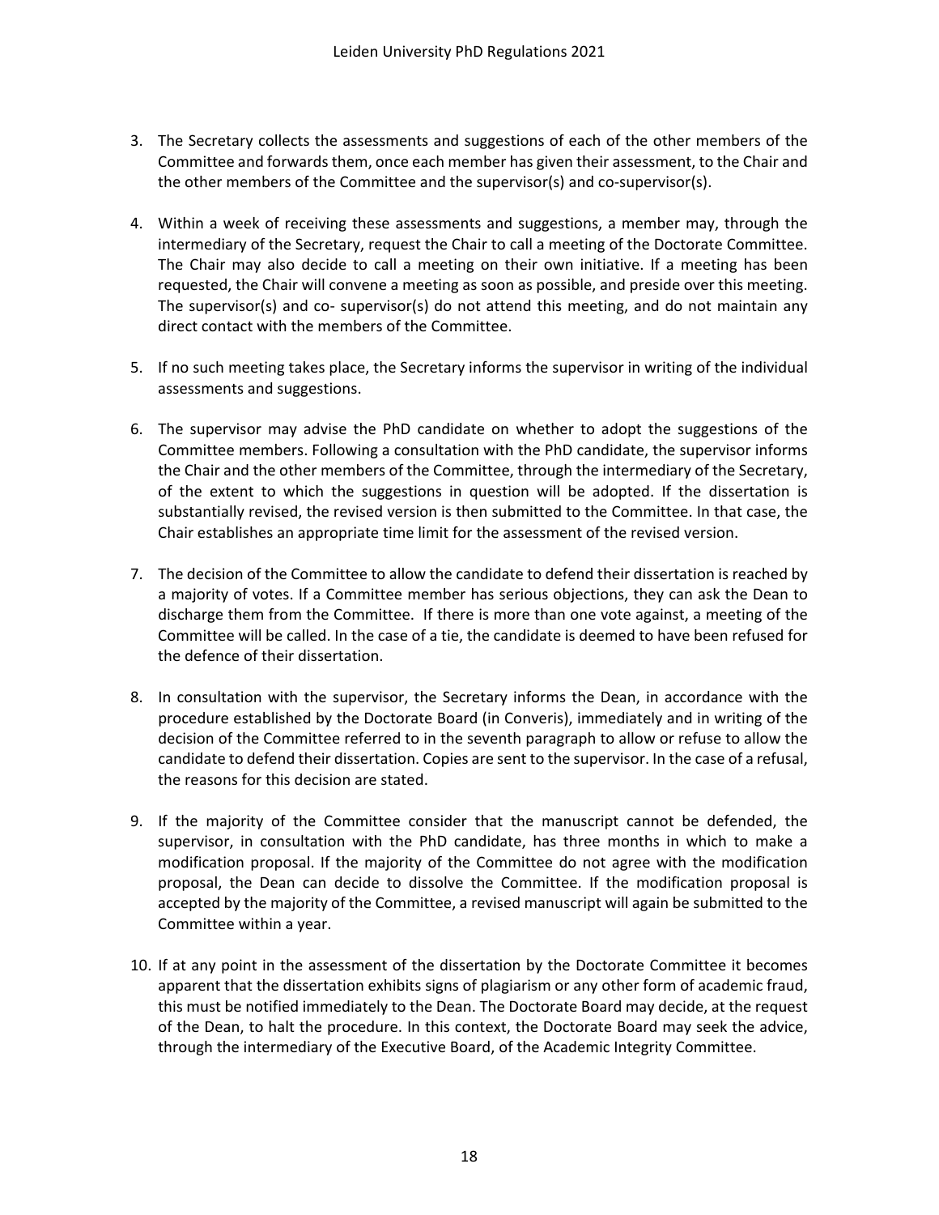3. The Secretary collects the assessments and suggestions of each of the other members of the Committee and forwards them, once each member has given their assessment, to the Chair and the other members of the Committee and the supervisor(s) and co-supervisor(s).

4. Within a week of receiving these assessments and suggestions, a member may, through the intermediary of the Secretary, request the Chair to call a meeting of the Doctorate Committee. The Chair may also decide to call a meeting on their own initiative. If a meeting has been requested, the Chair will convene a meeting as soon as possible, and preside over this meeting. The supervisor(s) and co- supervisor(s) do not attend this meeting, and do not maintain any direct contact with the members of the Committee.

5. If no such meeting takes place, the Secretary informs the supervisor in writing of the individual assessments and suggestions.

6. The supervisor may advise the PhD candidate on whether to adopt the suggestions of the Committee members. Following a consultation with the PhD candidate, the supervisor informs the Chair and the other members of the Committee, through the intermediary of the Secretary, of the extent to which the suggestions in question will be adopted. If the dissertation is substantially revised, the revised version is then submitted to the Committee. In that case, the Chair establishes an appropriate time limit for the assessment of the revised version.

7. The decision of the Committee to allow the candidate to defend their dissertation is reached by a majority of votes. If a Committee member has serious objections, they can ask the Dean to discharge them from the Committee. If there is more than one vote against, a meeting of the Committee will be called. In the case of a tie, the candidate is deemed to have been refused for the defence of their dissertation.

8. In consultation with the supervisor, the Secretary informs the Dean, in accordance with the procedure established by the Doctorate Board (in Converis), immediately and in writing of the decision of the Committee referred to in the seventh paragraph to allow or refuse to allow the candidate to defend their dissertation. Copies are sent to the supervisor. In the case of a refusal, the reasons for this decision are stated.

9. If the majority of the Committee consider that the manuscript cannot be defended, the supervisor, in consultation with the PhD candidate, has three months in which to make a modification proposal. If the majority of the Committee do not agree with the modification proposal, the Dean can decide to dissolve the Committee. If the modification proposal is accepted by the majority of the Committee, a revised manuscript will again be submitted to the Committee within a year.

10. If at any point in the assessment of the dissertation by the Doctorate Committee it becomes apparent that the dissertation exhibits signs of plagiarism or any other form of academic fraud, this must be notified immediately to the Dean. The Doctorate Board may decide, at the request of the Dean, to halt the procedure. In this context, the Doctorate Board may seek the advice, through the intermediary of the Executive Board, of the Academic Integrity Committee.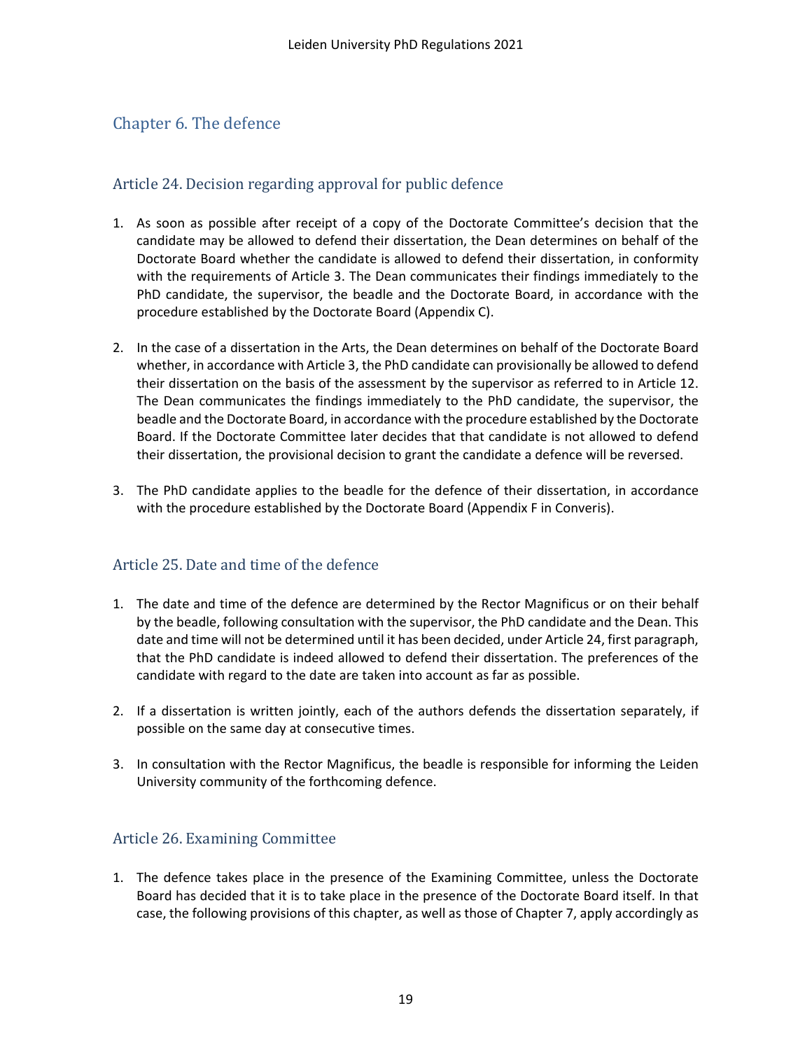## Chapter 6. The defence

### Article 24. Decision regarding approval for public defence

1. As soon as possible after receipt of a copy of the Doctorate Committee's decision that the candidate may be allowed to defend their dissertation, the Dean determines on behalf of the Doctorate Board whether the candidate is allowed to defend their dissertation, in conformity with the requirements of Article 3. The Dean communicates their findings immediately to the PhD candidate, the supervisor, the beadle and the Doctorate Board, in accordance with the procedure established by the Doctorate Board (Appendix C).

2. In the case of a dissertation in the Arts, the Dean determines on behalf of the Doctorate Board whether, in accordance with Article 3, the PhD candidate can provisionally be allowed to defend their dissertation on the basis of the assessment by the supervisor as referred to in Article 12. The Dean communicates the findings immediately to the PhD candidate, the supervisor, the beadle and the Doctorate Board, in accordance with the procedure established by the Doctorate Board. If the Doctorate Committee later decides that that candidate is not allowed to defend their dissertation, the provisional decision to grant the candidate a defence will be reversed.

3. The PhD candidate applies to the beadle for the defence of their dissertation, in accordance with the procedure established by the Doctorate Board (Appendix F in Converis).

### Article 25. Date and time of the defence

1. The date and time of the defence are determined by the Rector Magnificus or on their behalf by the beadle, following consultation with the supervisor, the PhD candidate and the Dean. This date and time will not be determined until it has been decided, under Article 24, first paragraph, that the PhD candidate is indeed allowed to defend their dissertation. The preferences of the candidate with regard to the date are taken into account as far as possible.

2. If a dissertation is written jointly, each of the authors defends the dissertation separately, if possible on the same day at consecutive times.

3. In consultation with the Rector Magnificus, the beadle is responsible for informing the Leiden University community of the forthcoming defence.

### Article 26. Examining Committee

1. The defence takes place in the presence of the Examining Committee, unless the Doctorate Board has decided that it is to take place in the presence of the Doctorate Board itself. In that case, the following provisions of this chapter, as well as those of Chapter 7, apply accordingly as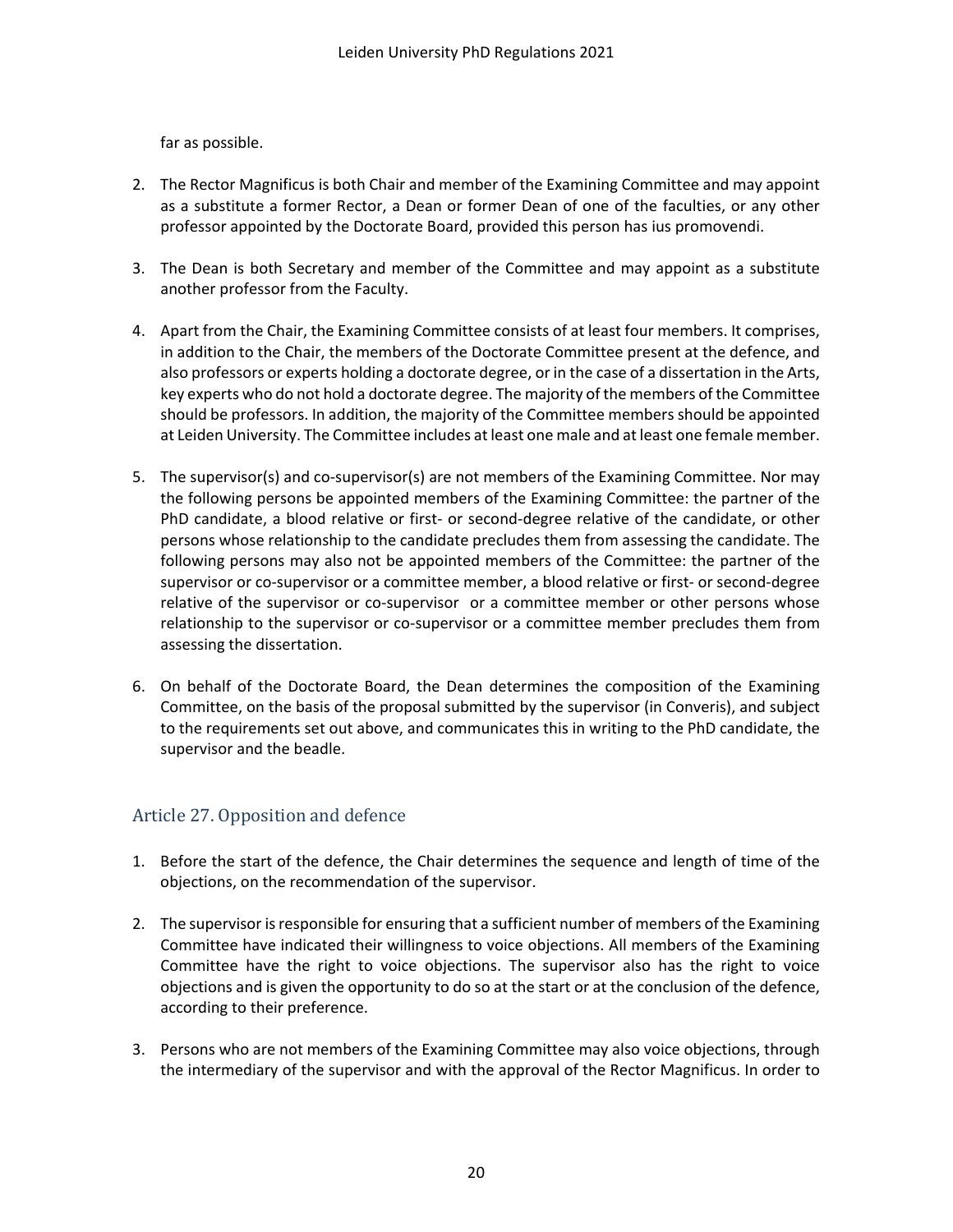far as possible.

2. The Rector Magnificus is both Chair and member of the Examining Committee and may appoint as a substitute a former Rector, a Dean or former Dean of one of the faculties, or any other professor appointed by the Doctorate Board, provided this person has ius promovendi.

3. The Dean is both Secretary and member of the Committee and may appoint as a substitute another professor from the Faculty.

4. Apart from the Chair, the Examining Committee consists of at least four members. It comprises, in addition to the Chair, the members of the Doctorate Committee present at the defence, and also professors or experts holding a doctorate degree, or in the case of a dissertation in the Arts, key experts who do not hold a doctorate degree. The majority of the members of the Committee should be professors. In addition, the majority of the Committee members should be appointed at Leiden University. The Committee includes at least one male and at least one female member.

5. The supervisor(s) and co-supervisor(s) are not members of the Examining Committee. Nor may the following persons be appointed members of the Examining Committee: the partner of the PhD candidate, a blood relative or first- or second-degree relative of the candidate, or other persons whose relationship to the candidate precludes them from assessing the candidate. The following persons may also not be appointed members of the Committee: the partner of the supervisor or co-supervisor or a committee member, a blood relative or first- or second-degree relative of the supervisor or co-supervisor or a committee member or other persons whose relationship to the supervisor or co-supervisor or a committee member precludes them from assessing the dissertation.

6. On behalf of the Doctorate Board, the Dean determines the composition of the Examining Committee, on the basis of the proposal submitted by the supervisor (in Converis), and subject to the requirements set out above, and communicates this in writing to the PhD candidate, the supervisor and the beadle.

## Article 27. Opposition and defence

1. Before the start of the defence, the Chair determines the sequence and length of time of the objections, on the recommendation of the supervisor.

2. The supervisor is responsible for ensuring that a sufficient number of members of the Examining Committee have indicated their willingness to voice objections. All members of the Examining Committee have the right to voice objections. The supervisor also has the right to voice objections and is given the opportunity to do so at the start or at the conclusion of the defence, according to their preference.

3. Persons who are not members of the Examining Committee may also voice objections, through the intermediary of the supervisor and with the approval of the Rector Magnificus. In order to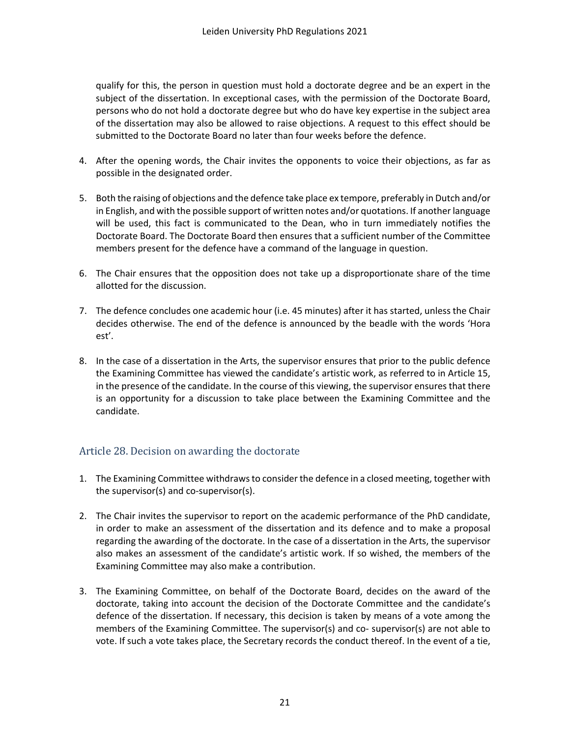qualify for this, the person in question must hold a doctorate degree and be an expert in the subject of the dissertation. In exceptional cases, with the permission of the Doctorate Board, persons who do not hold a doctorate degree but who do have key expertise in the subject area of the dissertation may also be allowed to raise objections. A request to this effect should be submitted to the Doctorate Board no later than four weeks before the defence.

4. After the opening words, the Chair invites the opponents to voice their objections, as far as possible in the designated order.

5. Both the raising of objections and the defence take place ex tempore, preferably in Dutch and/or in English, and with the possible support of written notes and/or quotations. If another language will be used, this fact is communicated to the Dean, who in turn immediately notifies the Doctorate Board. The Doctorate Board then ensures that a sufficient number of the Committee members present for the defence have a command of the language in question.

6. The Chair ensures that the opposition does not take up a disproportionate share of the time allotted for the discussion.

7. The defence concludes one academic hour (i.e. 45 minutes) after it has started, unless the Chair decides otherwise. The end of the defence is announced by the beadle with the words 'Hora est'.

8. In the case of a dissertation in the Arts, the supervisor ensures that prior to the public defence the Examining Committee has viewed the candidate's artistic work, as referred to in Article 15, in the presence of the candidate. In the course of this viewing, the supervisor ensures that there is an opportunity for a discussion to take place between the Examining Committee and the candidate.

## Article 28. Decision on awarding the doctorate

1. The Examining Committee withdraws to consider the defence in a closed meeting, together with the supervisor(s) and co-supervisor(s).

2. The Chair invites the supervisor to report on the academic performance of the PhD candidate, in order to make an assessment of the dissertation and its defence and to make a proposal regarding the awarding of the doctorate. In the case of a dissertation in the Arts, the supervisor also makes an assessment of the candidate's artistic work. If so wished, the members of the Examining Committee may also make a contribution.

3. The Examining Committee, on behalf of the Doctorate Board, decides on the award of the doctorate, taking into account the decision of the Doctorate Committee and the candidate's defence of the dissertation. If necessary, this decision is taken by means of a vote among the members of the Examining Committee. The supervisor(s) and co- supervisor(s) are not able to vote. If such a vote takes place, the Secretary records the conduct thereof. In the event of a tie,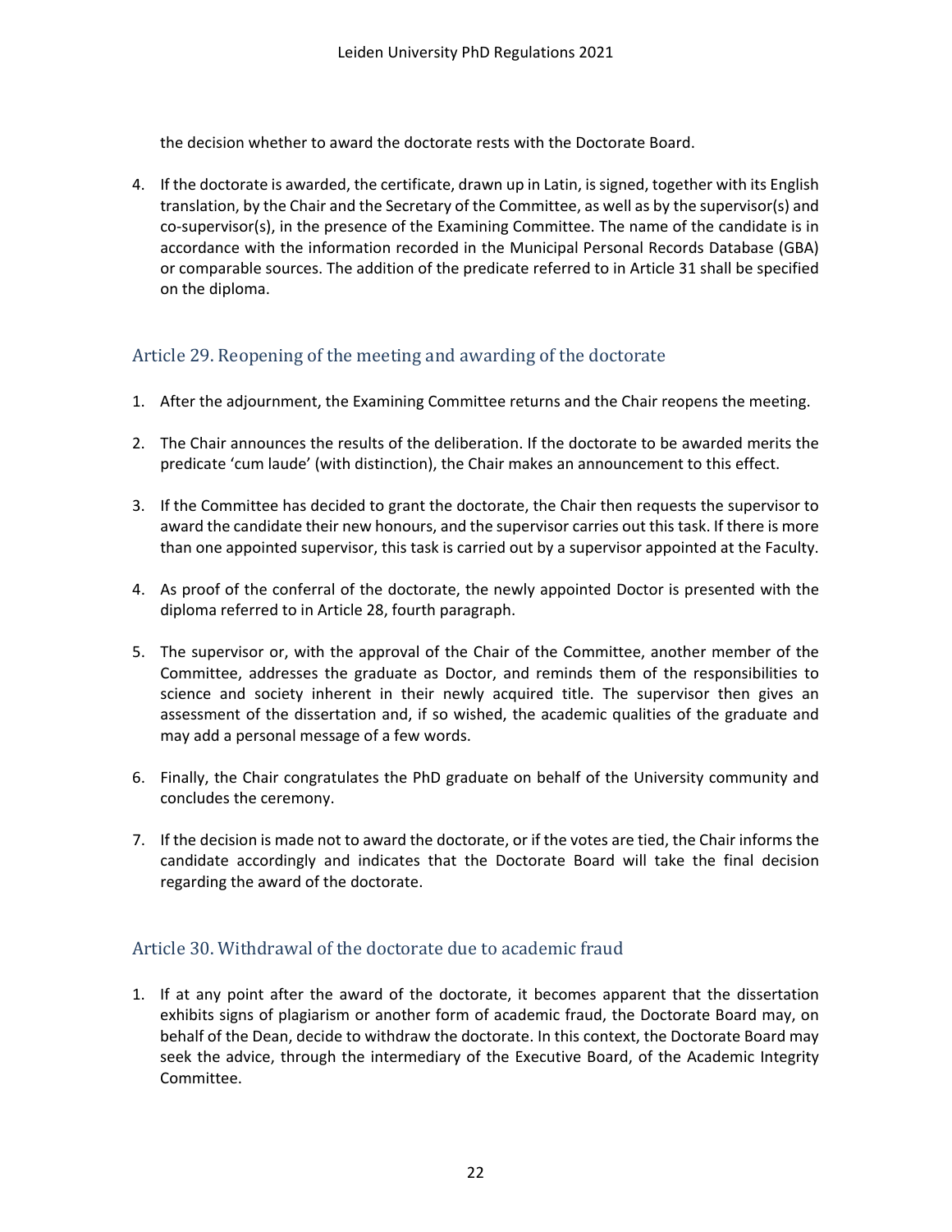the decision whether to award the doctorate rests with the Doctorate Board.

4. If the doctorate is awarded, the certificate, drawn up in Latin, is signed, together with its English translation, by the Chair and the Secretary of the Committee, as well as by the supervisor(s) and co-supervisor(s), in the presence of the Examining Committee. The name of the candidate is in accordance with the information recorded in the Municipal Personal Records Database (GBA) or comparable sources. The addition of the predicate referred to in Article 31 shall be specified on the diploma.

## Article 29. Reopening of the meeting and awarding of the doctorate

1. After the adjournment, the Examining Committee returns and the Chair reopens the meeting.

2. The Chair announces the results of the deliberation. If the doctorate to be awarded merits the predicate 'cum laude' (with distinction), the Chair makes an announcement to this effect.

3. If the Committee has decided to grant the doctorate, the Chair then requests the supervisor to award the candidate their new honours, and the supervisor carries out this task. If there is more than one appointed supervisor, this task is carried out by a supervisor appointed at the Faculty.

4. As proof of the conferral of the doctorate, the newly appointed Doctor is presented with the diploma referred to in Article 28, fourth paragraph.

5. The supervisor or, with the approval of the Chair of the Committee, another member of the Committee, addresses the graduate as Doctor, and reminds them of the responsibilities to science and society inherent in their newly acquired title. The supervisor then gives an assessment of the dissertation and, if so wished, the academic qualities of the graduate and may add a personal message of a few words.

6. Finally, the Chair congratulates the PhD graduate on behalf of the University community and concludes the ceremony.

7. If the decision is made not to award the doctorate, or if the votes are tied, the Chair informs the candidate accordingly and indicates that the Doctorate Board will take the final decision regarding the award of the doctorate.

## Article 30. Withdrawal of the doctorate due to academic fraud

1. If at any point after the award of the doctorate, it becomes apparent that the dissertation exhibits signs of plagiarism or another form of academic fraud, the Doctorate Board may, on behalf of the Dean, decide to withdraw the doctorate. In this context, the Doctorate Board may seek the advice, through the intermediary of the Executive Board, of the Academic Integrity Committee.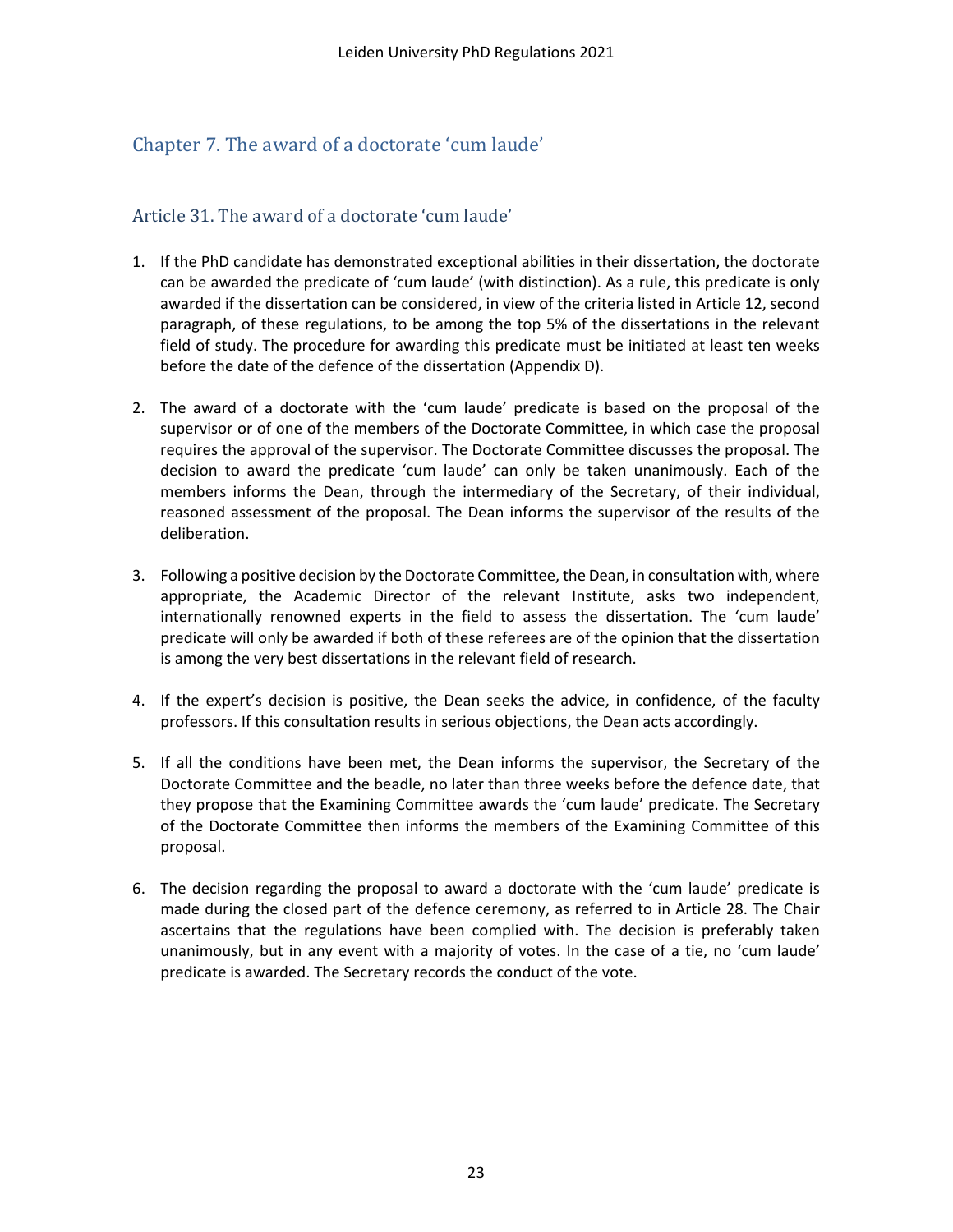## Chapter 7. The award of a doctorate 'cum laude'

### Article 31. The award of a doctorate 'cum laude'

1. If the PhD candidate has demonstrated exceptional abilities in their dissertation, the doctorate can be awarded the predicate of 'cum laude' (with distinction). As a rule, this predicate is only awarded if the dissertation can be considered, in view of the criteria listed in Article 12, second paragraph, of these regulations, to be among the top 5% of the dissertations in the relevant field of study. The procedure for awarding this predicate must be initiated at least ten weeks before the date of the defence of the dissertation (Appendix D).

2. The award of a doctorate with the 'cum laude' predicate is based on the proposal of the supervisor or of one of the members of the Doctorate Committee, in which case the proposal requires the approval of the supervisor. The Doctorate Committee discusses the proposal. The decision to award the predicate 'cum laude' can only be taken unanimously. Each of the members informs the Dean, through the intermediary of the Secretary, of their individual, reasoned assessment of the proposal. The Dean informs the supervisor of the results of the deliberation.

3. Following a positive decision by the Doctorate Committee, the Dean, in consultation with, where appropriate, the Academic Director of the relevant Institute, asks two independent, internationally renowned experts in the field to assess the dissertation. The 'cum laude' predicate will only be awarded if both of these referees are of the opinion that the dissertation is among the very best dissertations in the relevant field of research.

4. If the expert's decision is positive, the Dean seeks the advice, in confidence, of the faculty professors. If this consultation results in serious objections, the Dean acts accordingly.

5. If all the conditions have been met, the Dean informs the supervisor, the Secretary of the Doctorate Committee and the beadle, no later than three weeks before the defence date, that they propose that the Examining Committee awards the 'cum laude' predicate. The Secretary of the Doctorate Committee then informs the members of the Examining Committee of this proposal.

6. The decision regarding the proposal to award a doctorate with the 'cum laude' predicate is made during the closed part of the defence ceremony, as referred to in Article 28. The Chair ascertains that the regulations have been complied with. The decision is preferably taken unanimously, but in any event with a majority of votes. In the case of a tie, no 'cum laude' predicate is awarded. The Secretary records the conduct of the vote.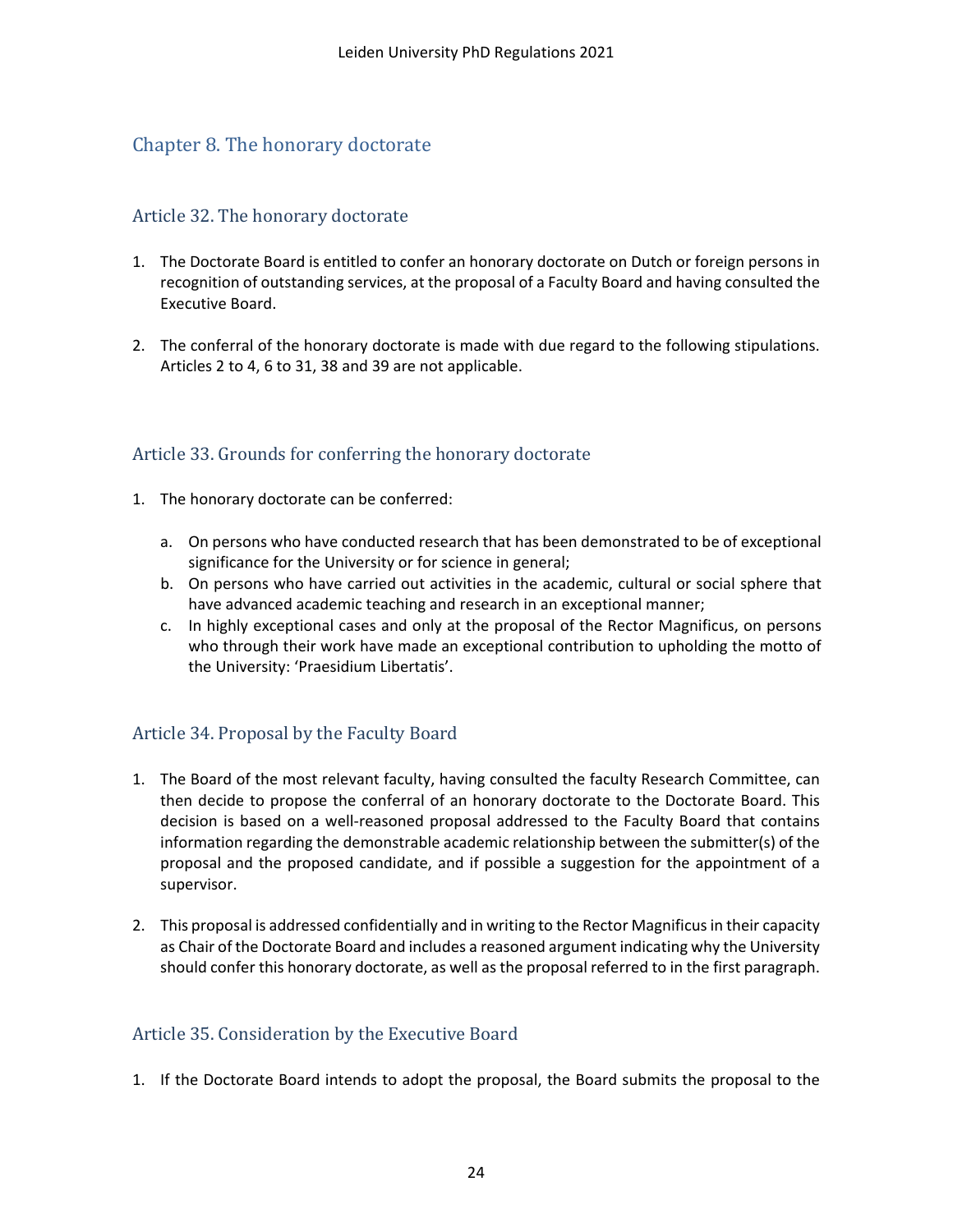## Chapter 8. The honorary doctorate

### Article 32. The honorary doctorate

1. The Doctorate Board is entitled to confer an honorary doctorate on Dutch or foreign persons in recognition of outstanding services, at the proposal of a Faculty Board and having consulted the Executive Board.

2. The conferral of the honorary doctorate is made with due regard to the following stipulations. Articles 2 to 4, 6 to 31, 38 and 39 are not applicable.

### Article 33. Grounds for conferring the honorary doctorate

1. The honorary doctorate can be conferred:

   a. On persons who have conducted research that has been demonstrated to be of exceptional significance for the University or for science in general;
   b. On persons who have carried out activities in the academic, cultural or social sphere that have advanced academic teaching and research in an exceptional manner;
   c. In highly exceptional cases and only at the proposal of the Rector Magnificus, on persons who through their work have made an exceptional contribution to upholding the motto of the University: 'Praesidium Libertatis'.

### Article 34. Proposal by the Faculty Board

1. The Board of the most relevant faculty, having consulted the faculty Research Committee, can then decide to propose the conferral of an honorary doctorate to the Doctorate Board. This decision is based on a well-reasoned proposal addressed to the Faculty Board that contains information regarding the demonstrable academic relationship between the submitter(s) of the proposal and the proposed candidate, and if possible a suggestion for the appointment of a supervisor.

2. This proposal is addressed confidentially and in writing to the Rector Magnificus in their capacity as Chair of the Doctorate Board and includes a reasoned argument indicating why the University should confer this honorary doctorate, as well as the proposal referred to in the first paragraph.

### Article 35. Consideration by the Executive Board

1. If the Doctorate Board intends to adopt the proposal, the Board submits the proposal to the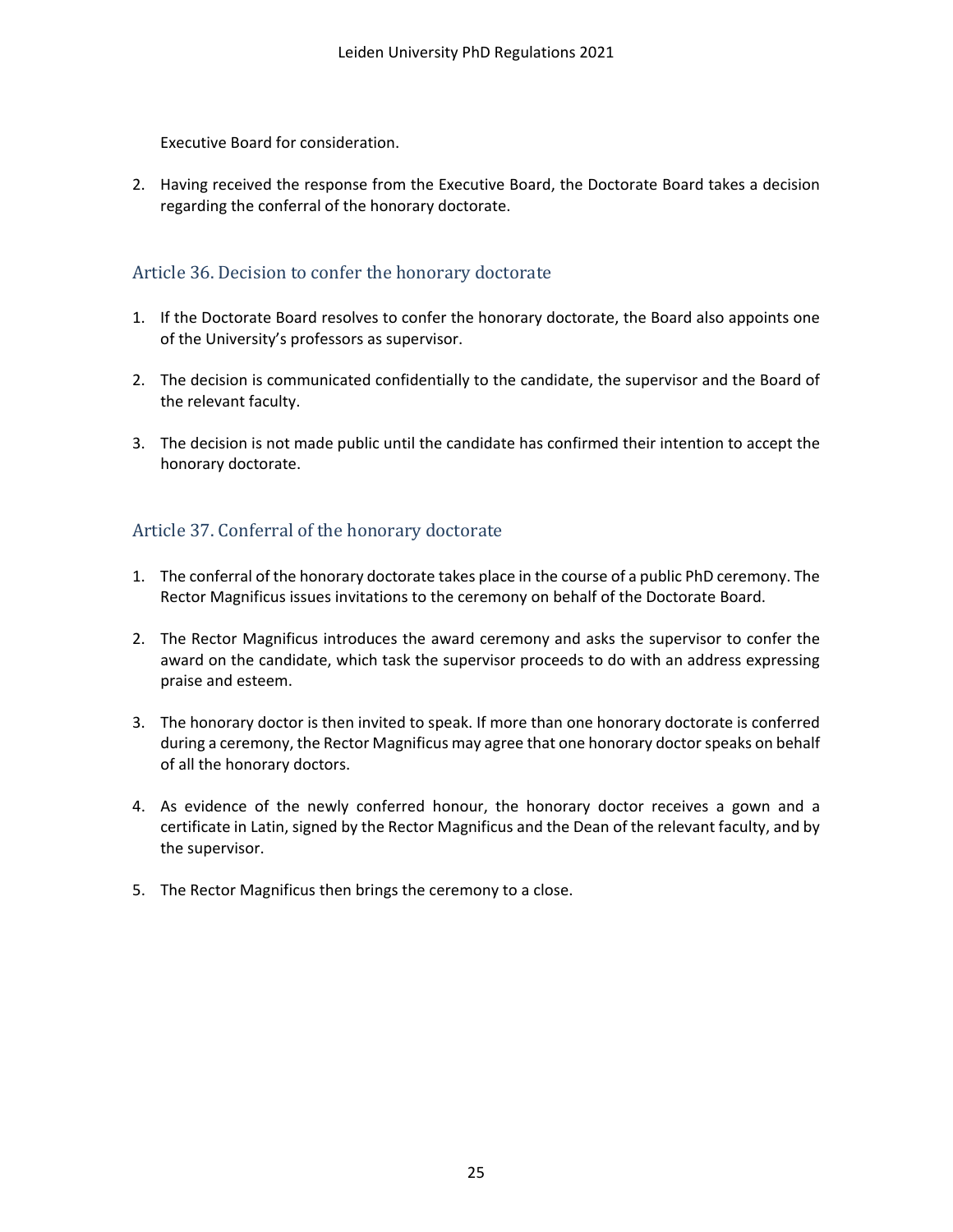Executive Board for consideration.

2. Having received the response from the Executive Board, the Doctorate Board takes a decision regarding the conferral of the honorary doctorate.

## Article 36. Decision to confer the honorary doctorate

1. If the Doctorate Board resolves to confer the honorary doctorate, the Board also appoints one of the University's professors as supervisor.

2. The decision is communicated confidentially to the candidate, the supervisor and the Board of the relevant faculty.

3. The decision is not made public until the candidate has confirmed their intention to accept the honorary doctorate.

## Article 37. Conferral of the honorary doctorate

1. The conferral of the honorary doctorate takes place in the course of a public PhD ceremony. The Rector Magnificus issues invitations to the ceremony on behalf of the Doctorate Board.

2. The Rector Magnificus introduces the award ceremony and asks the supervisor to confer the award on the candidate, which task the supervisor proceeds to do with an address expressing praise and esteem.

3. The honorary doctor is then invited to speak. If more than one honorary doctorate is conferred during a ceremony, the Rector Magnificus may agree that one honorary doctor speaks on behalf of all the honorary doctors.

4. As evidence of the newly conferred honour, the honorary doctor receives a gown and a certificate in Latin, signed by the Rector Magnificus and the Dean of the relevant faculty, and by the supervisor.

5. The Rector Magnificus then brings the ceremony to a close.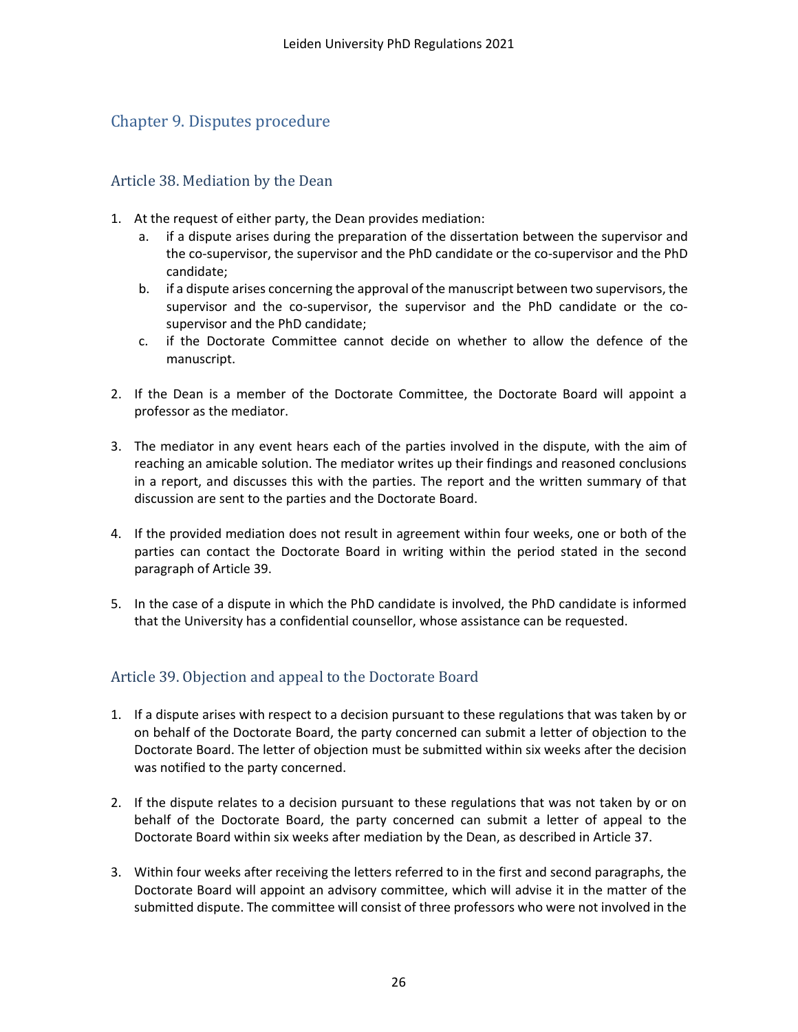## Chapter 9. Disputes procedure

### Article 38. Mediation by the Dean

1. At the request of either party, the Dean provides mediation:
   a. if a dispute arises during the preparation of the dissertation between the supervisor and the co-supervisor, the supervisor and the PhD candidate or the co-supervisor and the PhD candidate;
   b. if a dispute arises concerning the approval of the manuscript between two supervisors, the supervisor and the co-supervisor, the supervisor and the PhD candidate or the co-supervisor and the PhD candidate;
   c. if the Doctorate Committee cannot decide on whether to allow the defence of the manuscript.

2. If the Dean is a member of the Doctorate Committee, the Doctorate Board will appoint a professor as the mediator.

3. The mediator in any event hears each of the parties involved in the dispute, with the aim of reaching an amicable solution. The mediator writes up their findings and reasoned conclusions in a report, and discusses this with the parties. The report and the written summary of that discussion are sent to the parties and the Doctorate Board.

4. If the provided mediation does not result in agreement within four weeks, one or both of the parties can contact the Doctorate Board in writing within the period stated in the second paragraph of Article 39.

5. In the case of a dispute in which the PhD candidate is involved, the PhD candidate is informed that the University has a confidential counsellor, whose assistance can be requested.

### Article 39. Objection and appeal to the Doctorate Board

1. If a dispute arises with respect to a decision pursuant to these regulations that was taken by or on behalf of the Doctorate Board, the party concerned can submit a letter of objection to the Doctorate Board. The letter of objection must be submitted within six weeks after the decision was notified to the party concerned.

2. If the dispute relates to a decision pursuant to these regulations that was not taken by or on behalf of the Doctorate Board, the party concerned can submit a letter of appeal to the Doctorate Board within six weeks after mediation by the Dean, as described in Article 37.

3. Within four weeks after receiving the letters referred to in the first and second paragraphs, the Doctorate Board will appoint an advisory committee, which will advise it in the matter of the submitted dispute. The committee will consist of three professors who were not involved in the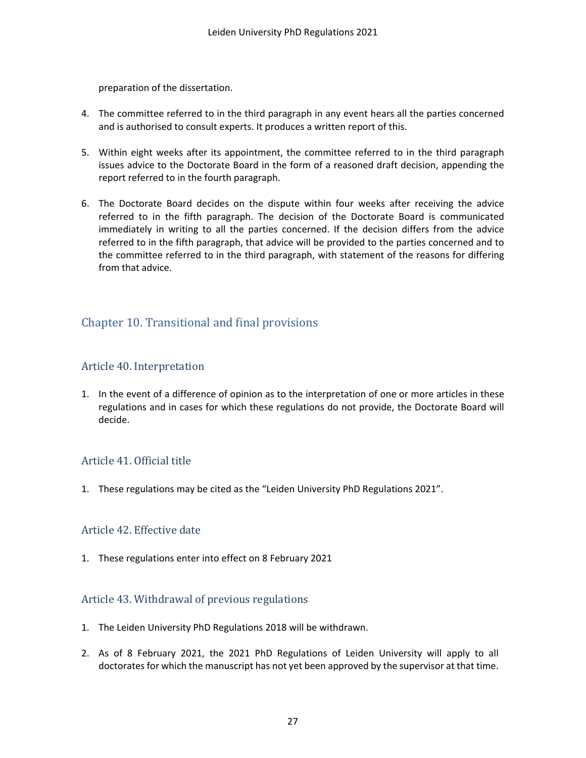preparation of the dissertation.

4. The committee referred to in the third paragraph in any event hears all the parties concerned and is authorised to consult experts. It produces a written report of this.

5. Within eight weeks after its appointment, the committee referred to in the third paragraph issues advice to the Doctorate Board in the form of a reasoned draft decision, appending the report referred to in the fourth paragraph.

6. The Doctorate Board decides on the dispute within four weeks after receiving the advice referred to in the fifth paragraph. The decision of the Doctorate Board is communicated immediately in writing to all the parties concerned. If the decision differs from the advice referred to in the fifth paragraph, that advice will be provided to the parties concerned and to the committee referred to in the third paragraph, with statement of the reasons for differing from that advice.

## Chapter 10. Transitional and final provisions

### Article 40. Interpretation

1. In the event of a difference of opinion as to the interpretation of one or more articles in these regulations and in cases for which these regulations do not provide, the Doctorate Board will decide.

### Article 41. Official title

1. These regulations may be cited as the "Leiden University PhD Regulations 2021".

### Article 42. Effective date

1. These regulations enter into effect on 8 February 2021

### Article 43. Withdrawal of previous regulations

1. The Leiden University PhD Regulations 2018 will be withdrawn.

2. As of 8 February 2021, the 2021 PhD Regulations of Leiden University will apply to all doctorates for which the manuscript has not yet been approved by the supervisor at that time.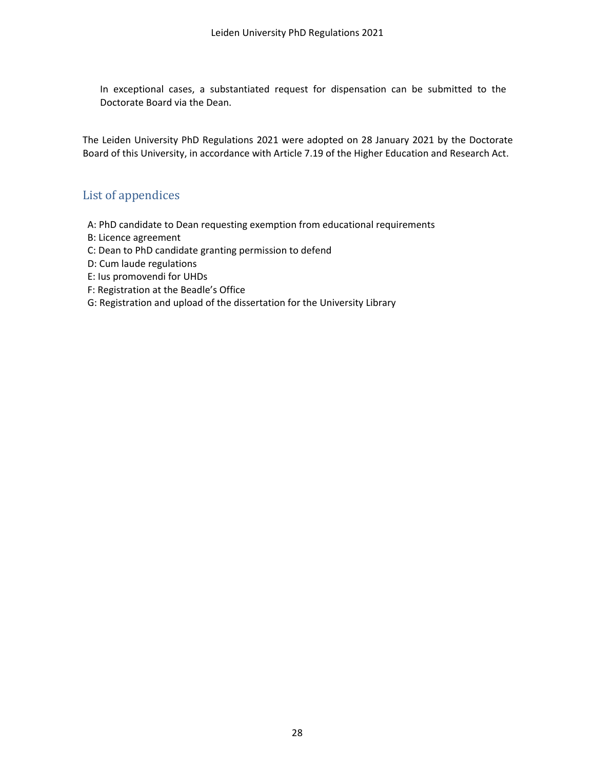In exceptional cases, a substantiated request for dispensation can be submitted to the Doctorate Board via the Dean.

The Leiden University PhD Regulations 2021 were adopted on 28 January 2021 by the Doctorate Board of this University, in accordance with Article 7.19 of the Higher Education and Research Act.

## List of appendices

A: PhD candidate to Dean requesting exemption from educational requirements
B: Licence agreement
C: Dean to PhD candidate granting permission to defend
D: Cum laude regulations
E: Ius promovendi for UHDs
F: Registration at the Beadle's Office
G: Registration and upload of the dissertation for the University Library